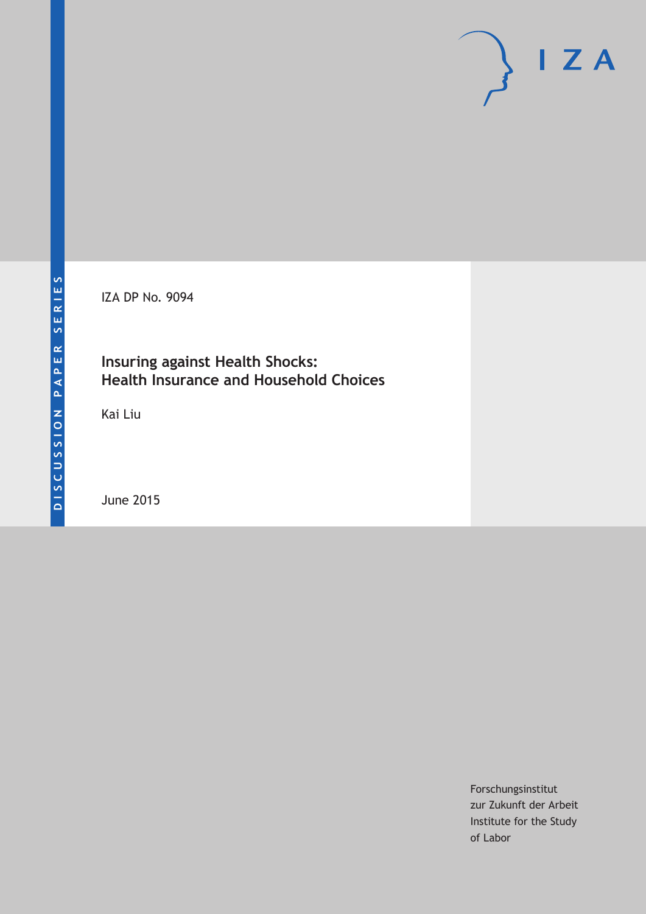DISCUSSION PAPER SERIES

IZA

IZA DP No. 9094

# Insuring against Health Shocks: Health Insurance and Household Choices

Kai Liu

June 2015

Forschungsinstitut
zur Zukunft der Arbeit
Institute for the Study
of Labor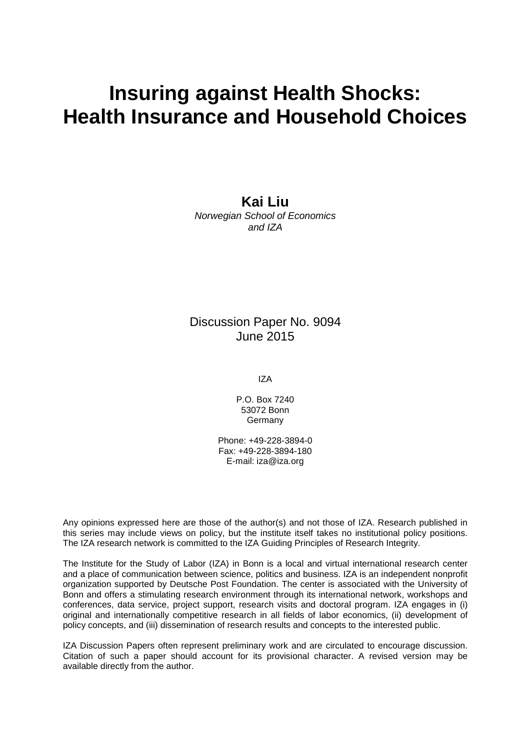# Insuring against Health Shocks: Health Insurance and Household Choices

**Kai Liu**

*Norwegian School of Economics and IZA*

Discussion Paper No. 9094
June 2015

IZA

P.O. Box 7240
53072 Bonn
Germany

Phone: +49-228-3894-0
Fax: +49-228-3894-180
E-mail: iza@iza.org

Any opinions expressed here are those of the author(s) and not those of IZA. Research published in this series may include views on policy, but the institute itself takes no institutional policy positions. The IZA research network is committed to the IZA Guiding Principles of Research Integrity.

The Institute for the Study of Labor (IZA) in Bonn is a local and virtual international research center and a place of communication between science, politics and business. IZA is an independent nonprofit organization supported by Deutsche Post Foundation. The center is associated with the University of Bonn and offers a stimulating research environment through its international network, workshops and conferences, data service, project support, research visits and doctoral program. IZA engages in (i) original and internationally competitive research in all fields of labor economics, (ii) development of policy concepts, and (iii) dissemination of research results and concepts to the interested public.

IZA Discussion Papers often represent preliminary work and are circulated to encourage discussion. Citation of such a paper should account for its provisional character. A revised version may be available directly from the author.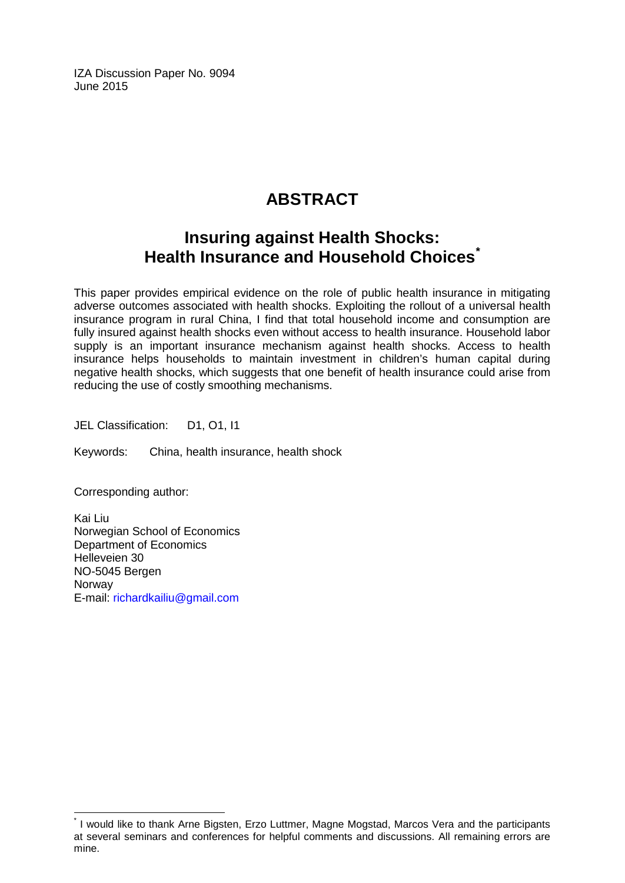IZA Discussion Paper No. 9094
June 2015

# ABSTRACT

## Insuring against Health Shocks: Health Insurance and Household Choices*

This paper provides empirical evidence on the role of public health insurance in mitigating adverse outcomes associated with health shocks. Exploiting the rollout of a universal health insurance program in rural China, I find that total household income and consumption are fully insured against health shocks even without access to health insurance. Household labor supply is an important insurance mechanism against health shocks. Access to health insurance helps households to maintain investment in children's human capital during negative health shocks, which suggests that one benefit of health insurance could arise from reducing the use of costly smoothing mechanisms.

JEL Classification: D1, O1, I1

Keywords: China, health insurance, health shock

Corresponding author:

Kai Liu
Norwegian School of Economics
Department of Economics
Helleveien 30
NO-5045 Bergen
Norway
E-mail: richardkailiu@gmail.com

* I would like to thank Arne Bigsten, Erzo Luttmer, Magne Mogstad, Marcos Vera and the participants at several seminars and conferences for helpful comments and discussions. All remaining errors are mine.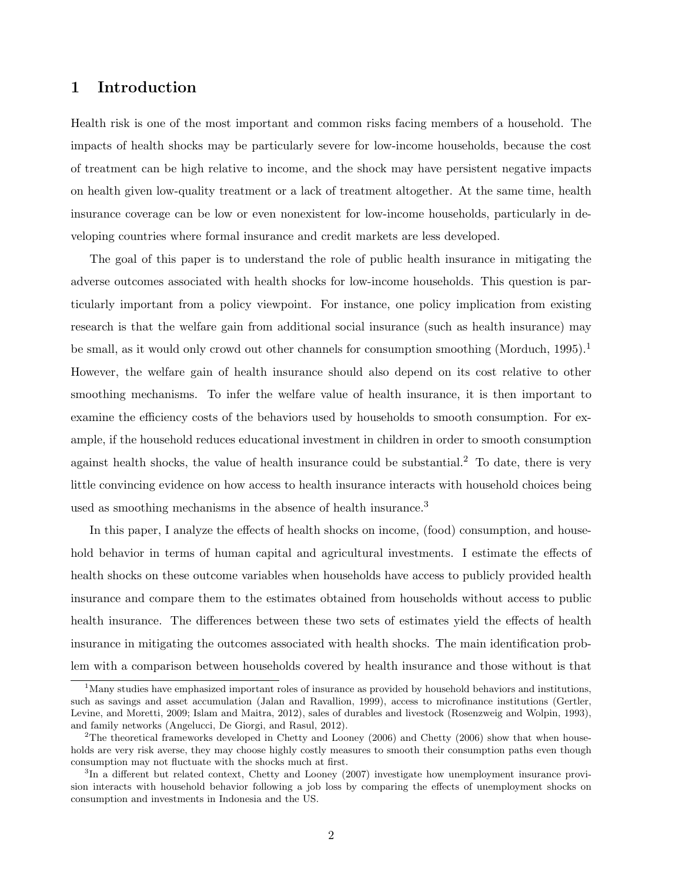# 1 Introduction

Health risk is one of the most important and common risks facing members of a household. The impacts of health shocks may be particularly severe for low-income households, because the cost of treatment can be high relative to income, and the shock may have persistent negative impacts on health given low-quality treatment or a lack of treatment altogether. At the same time, health insurance coverage can be low or even nonexistent for low-income households, particularly in developing countries where formal insurance and credit markets are less developed.

The goal of this paper is to understand the role of public health insurance in mitigating the adverse outcomes associated with health shocks for low-income households. This question is particularly important from a policy viewpoint. For instance, one policy implication from existing research is that the welfare gain from additional social insurance (such as health insurance) may be small, as it would only crowd out other channels for consumption smoothing (Morduch, 1995).[1] However, the welfare gain of health insurance should also depend on its cost relative to other smoothing mechanisms. To infer the welfare value of health insurance, it is then important to examine the efficiency costs of the behaviors used by households to smooth consumption. For example, if the household reduces educational investment in children in order to smooth consumption against health shocks, the value of health insurance could be substantial.[2] To date, there is very little convincing evidence on how access to health insurance interacts with household choices being used as smoothing mechanisms in the absence of health insurance.[3]

In this paper, I analyze the effects of health shocks on income, (food) consumption, and household behavior in terms of human capital and agricultural investments. I estimate the effects of health shocks on these outcome variables when households have access to publicly provided health insurance and compare them to the estimates obtained from households without access to public health insurance. The differences between these two sets of estimates yield the effects of health insurance in mitigating the outcomes associated with health shocks. The main identification problem with a comparison between households covered by health insurance and those without is that

[1] Many studies have emphasized important roles of insurance as provided by household behaviors and institutions, such as savings and asset accumulation (Jalan and Ravallion, 1999), access to microfinance institutions (Gertler, Levine, and Moretti, 2009; Islam and Maitra, 2012), sales of durables and livestock (Rosenzweig and Wolpin, 1993), and family networks (Angelucci, De Giorgi, and Rasul, 2012).

[2] The theoretical frameworks developed in Chetty and Looney (2006) and Chetty (2006) show that when households are very risk averse, they may choose highly costly measures to smooth their consumption paths even though consumption may not fluctuate with the shocks much at first.

[3] In a different but related context, Chetty and Looney (2007) investigate how unemployment insurance provision interacts with household behavior following a job loss by comparing the effects of unemployment shocks on consumption and investments in Indonesia and the US.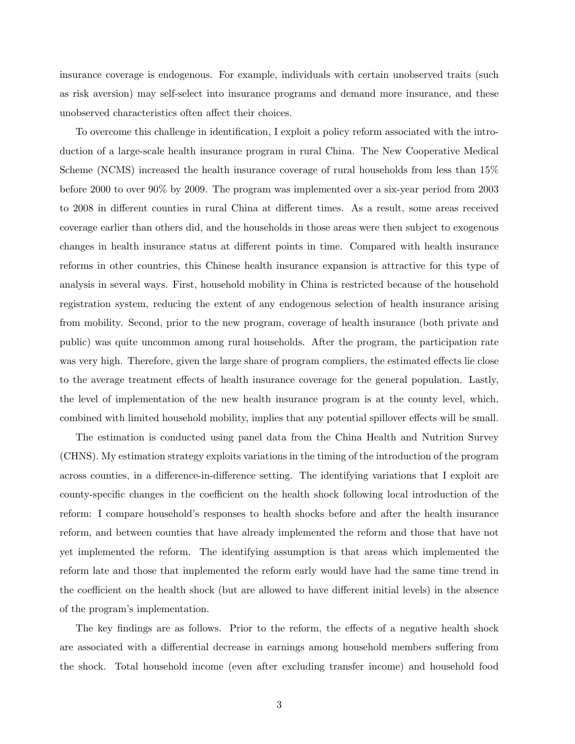insurance coverage is endogenous. For example, individuals with certain unobserved traits (such as risk aversion) may self-select into insurance programs and demand more insurance, and these unobserved characteristics often affect their choices.

To overcome this challenge in identification, I exploit a policy reform associated with the introduction of a large-scale health insurance program in rural China. The New Cooperative Medical Scheme (NCMS) increased the health insurance coverage of rural households from less than 15% before 2000 to over 90% by 2009. The program was implemented over a six-year period from 2003 to 2008 in different counties in rural China at different times. As a result, some areas received coverage earlier than others did, and the households in those areas were then subject to exogenous changes in health insurance status at different points in time. Compared with health insurance reforms in other countries, this Chinese health insurance expansion is attractive for this type of analysis in several ways. First, household mobility in China is restricted because of the household registration system, reducing the extent of any endogenous selection of health insurance arising from mobility. Second, prior to the new program, coverage of health insurance (both private and public) was quite uncommon among rural households. After the program, the participation rate was very high. Therefore, given the large share of program compliers, the estimated effects lie close to the average treatment effects of health insurance coverage for the general population. Lastly, the level of implementation of the new health insurance program is at the county level, which, combined with limited household mobility, implies that any potential spillover effects will be small.

The estimation is conducted using panel data from the China Health and Nutrition Survey (CHNS). My estimation strategy exploits variations in the timing of the introduction of the program across counties, in a difference-in-difference setting. The identifying variations that I exploit are county-specific changes in the coefficient on the health shock following local introduction of the reform: I compare household's responses to health shocks before and after the health insurance reform, and between counties that have already implemented the reform and those that have not yet implemented the reform. The identifying assumption is that areas which implemented the reform late and those that implemented the reform early would have had the same time trend in the coefficient on the health shock (but are allowed to have different initial levels) in the absence of the program's implementation.

The key findings are as follows. Prior to the reform, the effects of a negative health shock are associated with a differential decrease in earnings among household members suffering from the shock. Total household income (even after excluding transfer income) and household food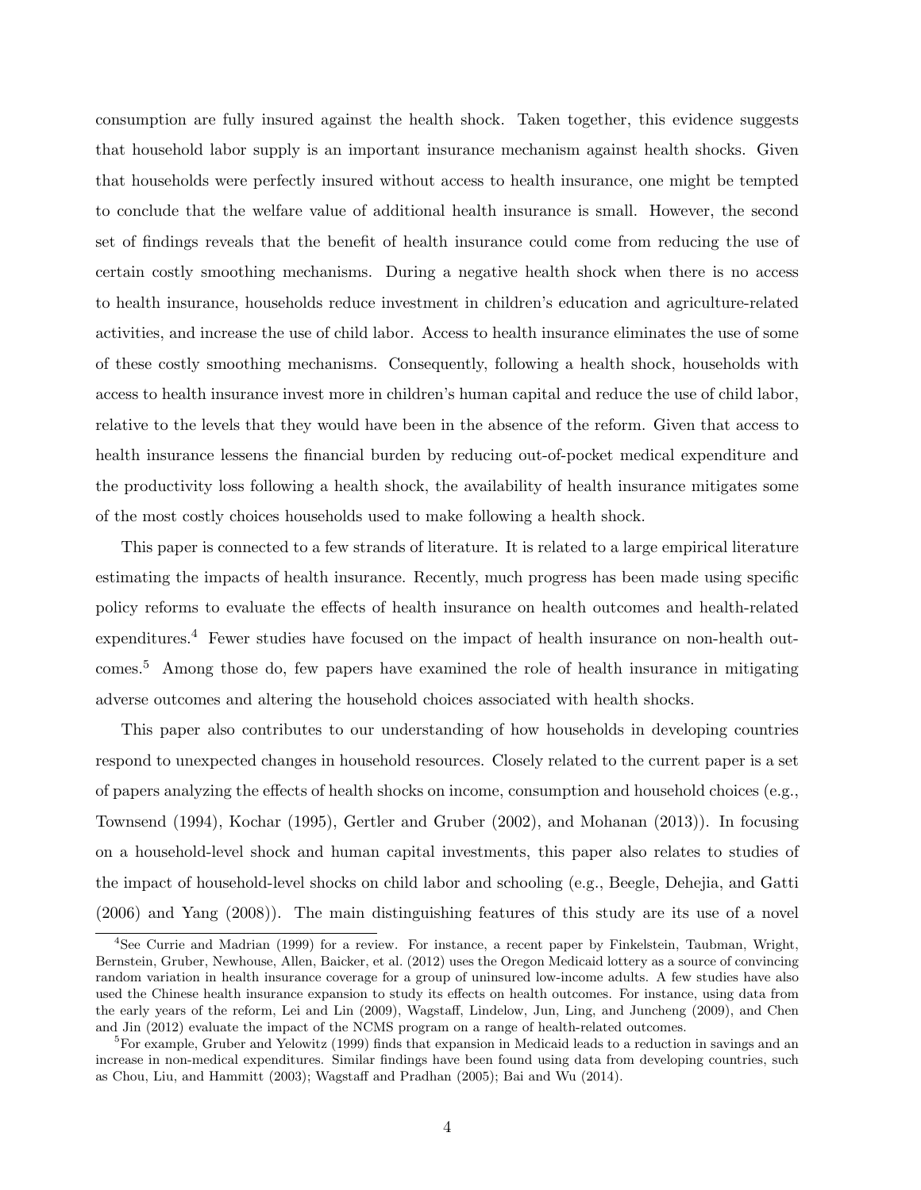consumption are fully insured against the health shock. Taken together, this evidence suggests that household labor supply is an important insurance mechanism against health shocks. Given that households were perfectly insured without access to health insurance, one might be tempted to conclude that the welfare value of additional health insurance is small. However, the second set of findings reveals that the benefit of health insurance could come from reducing the use of certain costly smoothing mechanisms. During a negative health shock when there is no access to health insurance, households reduce investment in children's education and agriculture-related activities, and increase the use of child labor. Access to health insurance eliminates the use of some of these costly smoothing mechanisms. Consequently, following a health shock, households with access to health insurance invest more in children's human capital and reduce the use of child labor, relative to the levels that they would have been in the absence of the reform. Given that access to health insurance lessens the financial burden by reducing out-of-pocket medical expenditure and the productivity loss following a health shock, the availability of health insurance mitigates some of the most costly choices households used to make following a health shock.

This paper is connected to a few strands of literature. It is related to a large empirical literature estimating the impacts of health insurance. Recently, much progress has been made using specific policy reforms to evaluate the effects of health insurance on health outcomes and health-related expenditures.[4] Fewer studies have focused on the impact of health insurance on non-health outcomes.[5] Among those do, few papers have examined the role of health insurance in mitigating adverse outcomes and altering the household choices associated with health shocks.

This paper also contributes to our understanding of how households in developing countries respond to unexpected changes in household resources. Closely related to the current paper is a set of papers analyzing the effects of health shocks on income, consumption and household choices (e.g., Townsend (1994), Kochar (1995), Gertler and Gruber (2002), and Mohanan (2013)). In focusing on a household-level shock and human capital investments, this paper also relates to studies of the impact of household-level shocks on child labor and schooling (e.g., Beegle, Dehejia, and Gatti (2006) and Yang (2008)). The main distinguishing features of this study are its use of a novel

[4] See Currie and Madrian (1999) for a review. For instance, a recent paper by Finkelstein, Taubman, Wright, Bernstein, Gruber, Newhouse, Allen, Baicker, et al. (2012) uses the Oregon Medicaid lottery as a source of convincing random variation in health insurance coverage for a group of uninsured low-income adults. A few studies have also used the Chinese health insurance expansion to study its effects on health outcomes. For instance, using data from the early years of the reform, Lei and Lin (2009), Wagstaff, Lindelow, Jun, Ling, and Juncheng (2009), and Chen and Jin (2012) evaluate the impact of the NCMS program on a range of health-related outcomes.

[5] For example, Gruber and Yelowitz (1999) finds that expansion in Medicaid leads to a reduction in savings and an increase in non-medical expenditures. Similar findings have been found using data from developing countries, such as Chou, Liu, and Hammitt (2003); Wagstaff and Pradhan (2005); Bai and Wu (2014).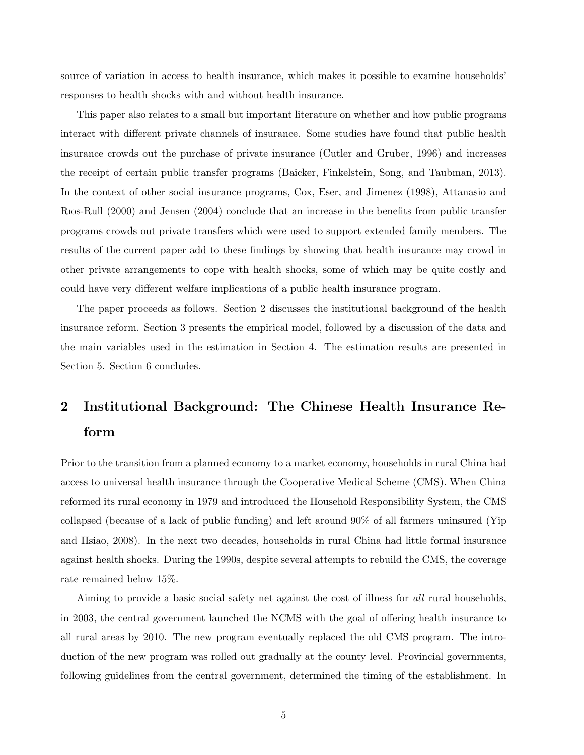source of variation in access to health insurance, which makes it possible to examine households' responses to health shocks with and without health insurance.

This paper also relates to a small but important literature on whether and how public programs interact with different private channels of insurance. Some studies have found that public health insurance crowds out the purchase of private insurance (Cutler and Gruber, 1996) and increases the receipt of certain public transfer programs (Baicker, Finkelstein, Song, and Taubman, 2013). In the context of other social insurance programs, Cox, Eser, and Jimenez (1998), Attanasio and Rıos-Rull (2000) and Jensen (2004) conclude that an increase in the benefits from public transfer programs crowds out private transfers which were used to support extended family members. The results of the current paper add to these findings by showing that health insurance may crowd in other private arrangements to cope with health shocks, some of which may be quite costly and could have very different welfare implications of a public health insurance program.

The paper proceeds as follows. Section 2 discusses the institutional background of the health insurance reform. Section 3 presents the empirical model, followed by a discussion of the data and the main variables used in the estimation in Section 4. The estimation results are presented in Section 5. Section 6 concludes.

## 2 Institutional Background: The Chinese Health Insurance Reform

Prior to the transition from a planned economy to a market economy, households in rural China had access to universal health insurance through the Cooperative Medical Scheme (CMS). When China reformed its rural economy in 1979 and introduced the Household Responsibility System, the CMS collapsed (because of a lack of public funding) and left around 90% of all farmers uninsured (Yip and Hsiao, 2008). In the next two decades, households in rural China had little formal insurance against health shocks. During the 1990s, despite several attempts to rebuild the CMS, the coverage rate remained below 15%.

Aiming to provide a basic social safety net against the cost of illness for *all* rural households, in 2003, the central government launched the NCMS with the goal of offering health insurance to all rural areas by 2010. The new program eventually replaced the old CMS program. The introduction of the new program was rolled out gradually at the county level. Provincial governments, following guidelines from the central government, determined the timing of the establishment. In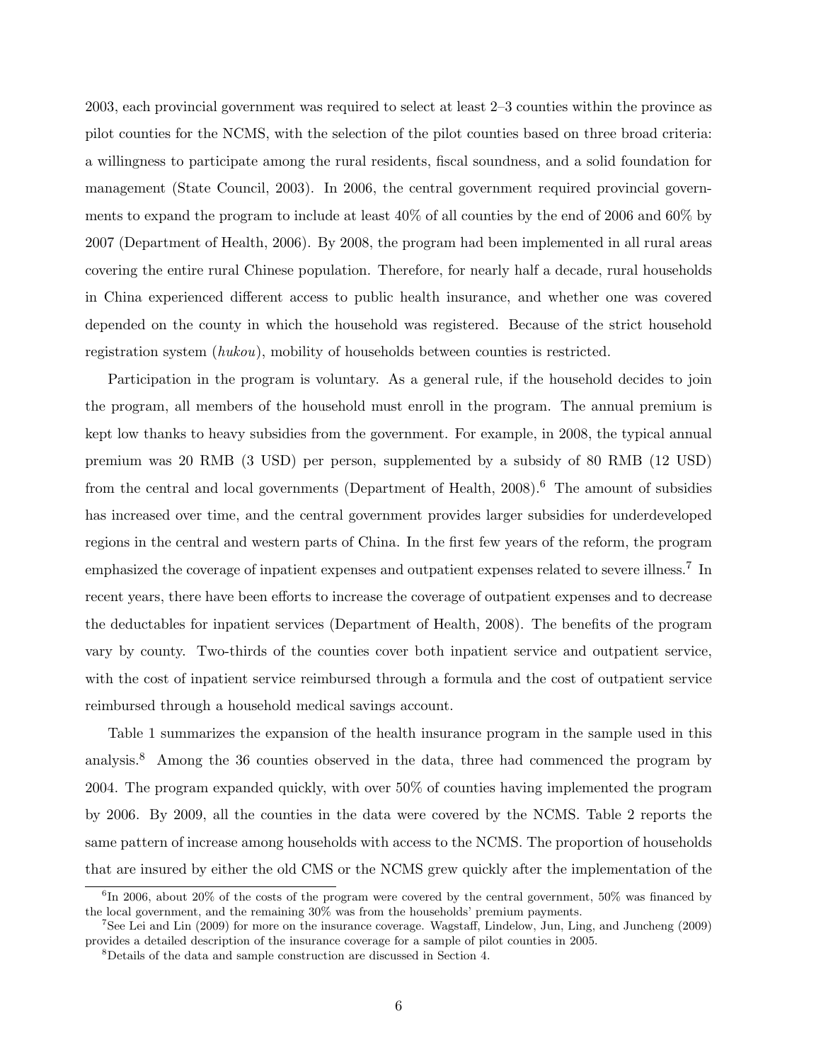2003, each provincial government was required to select at least 2–3 counties within the province as pilot counties for the NCMS, with the selection of the pilot counties based on three broad criteria: a willingness to participate among the rural residents, fiscal soundness, and a solid foundation for management (State Council, 2003). In 2006, the central government required provincial governments to expand the program to include at least 40% of all counties by the end of 2006 and 60% by 2007 (Department of Health, 2006). By 2008, the program had been implemented in all rural areas covering the entire rural Chinese population. Therefore, for nearly half a decade, rural households in China experienced different access to public health insurance, and whether one was covered depended on the county in which the household was registered. Because of the strict household registration system (*hukou*), mobility of households between counties is restricted.

Participation in the program is voluntary. As a general rule, if the household decides to join the program, all members of the household must enroll in the program. The annual premium is kept low thanks to heavy subsidies from the government. For example, in 2008, the typical annual premium was 20 RMB (3 USD) per person, supplemented by a subsidy of 80 RMB (12 USD) from the central and local governments (Department of Health, 2008).[6] The amount of subsidies has increased over time, and the central government provides larger subsidies for underdeveloped regions in the central and western parts of China. In the first few years of the reform, the program emphasized the coverage of inpatient expenses and outpatient expenses related to severe illness.[7] In recent years, there have been efforts to increase the coverage of outpatient expenses and to decrease the deductables for inpatient services (Department of Health, 2008). The benefits of the program vary by county. Two-thirds of the counties cover both inpatient service and outpatient service, with the cost of inpatient service reimbursed through a formula and the cost of outpatient service reimbursed through a household medical savings account.

Table 1 summarizes the expansion of the health insurance program in the sample used in this analysis.[8] Among the 36 counties observed in the data, three had commenced the program by 2004. The program expanded quickly, with over 50% of counties having implemented the program by 2006. By 2009, all the counties in the data were covered by the NCMS. Table 2 reports the same pattern of increase among households with access to the NCMS. The proportion of households that are insured by either the old CMS or the NCMS grew quickly after the implementation of the

[6] In 2006, about 20% of the costs of the program were covered by the central government, 50% was financed by the local government, and the remaining 30% was from the households' premium payments.

[7] See Lei and Lin (2009) for more on the insurance coverage. Wagstaff, Lindelow, Jun, Ling, and Juncheng (2009) provides a detailed description of the insurance coverage for a sample of pilot counties in 2005.

[8] Details of the data and sample construction are discussed in Section 4.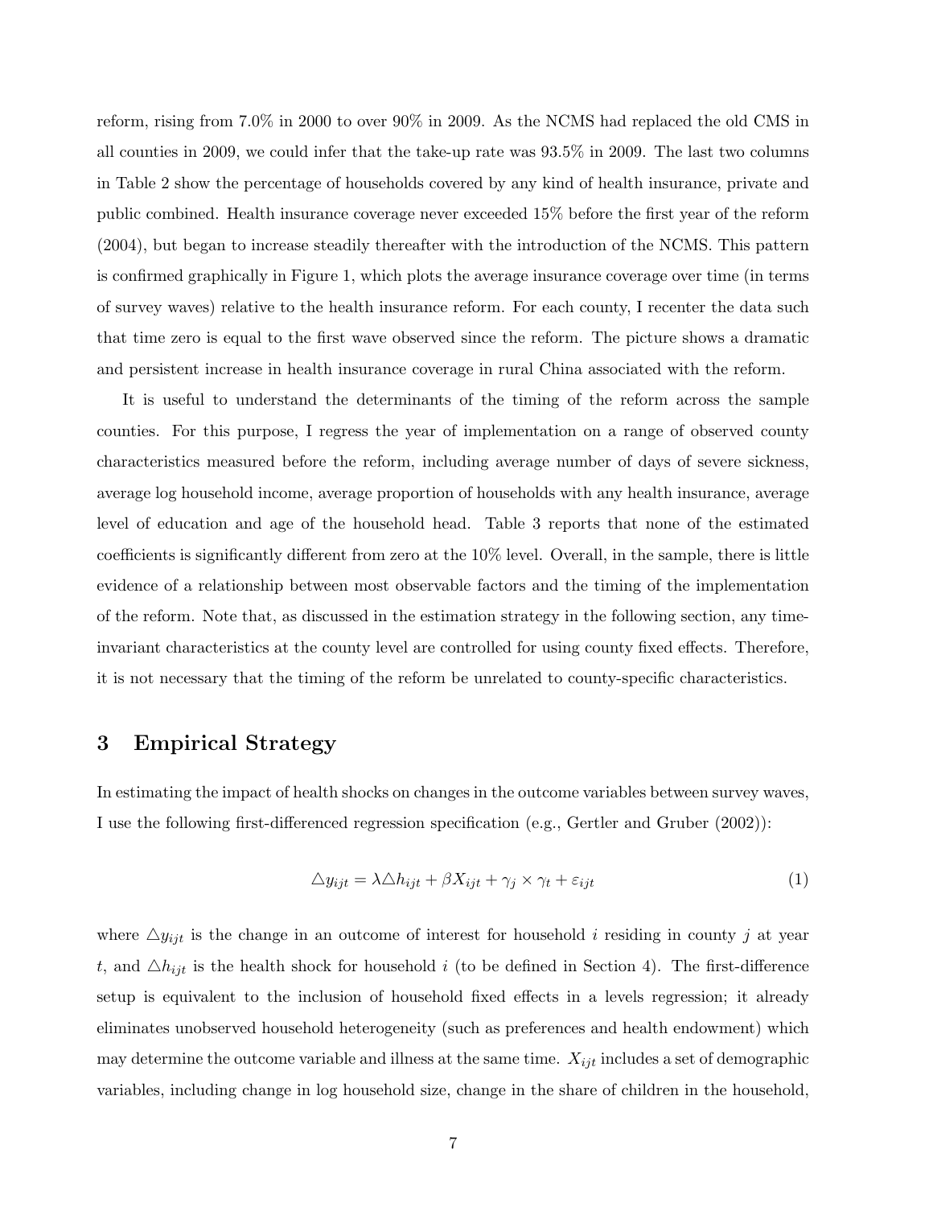reform, rising from 7.0% in 2000 to over 90% in 2009. As the NCMS had replaced the old CMS in all counties in 2009, we could infer that the take-up rate was 93.5% in 2009. The last two columns in Table 2 show the percentage of households covered by any kind of health insurance, private and public combined. Health insurance coverage never exceeded 15% before the first year of the reform (2004), but began to increase steadily thereafter with the introduction of the NCMS. This pattern is confirmed graphically in Figure 1, which plots the average insurance coverage over time (in terms of survey waves) relative to the health insurance reform. For each county, I recenter the data such that time zero is equal to the first wave observed since the reform. The picture shows a dramatic and persistent increase in health insurance coverage in rural China associated with the reform.

It is useful to understand the determinants of the timing of the reform across the sample counties. For this purpose, I regress the year of implementation on a range of observed county characteristics measured before the reform, including average number of days of severe sickness, average log household income, average proportion of households with any health insurance, average level of education and age of the household head. Table 3 reports that none of the estimated coefficients is significantly different from zero at the 10% level. Overall, in the sample, there is little evidence of a relationship between most observable factors and the timing of the implementation of the reform. Note that, as discussed in the estimation strategy in the following section, any time-invariant characteristics at the county level are controlled for using county fixed effects. Therefore, it is not necessary that the timing of the reform be unrelated to county-specific characteristics.

# 3 Empirical Strategy

In estimating the impact of health shocks on changes in the outcome variables between survey waves, I use the following first-differenced regression specification (e.g., Gertler and Gruber (2002)):

$$\triangle y_{ijt} = \lambda \triangle h_{ijt} + \beta X_{ijt} + \gamma_j \times \gamma_t + \varepsilon_{ijt} \tag{1}$$

where $\triangle y_{ijt}$ is the change in an outcome of interest for household $i$ residing in county $j$ at year $t$, and $\triangle h_{ijt}$ is the health shock for household $i$ (to be defined in Section 4). The first-difference setup is equivalent to the inclusion of household fixed effects in a levels regression; it already eliminates unobserved household heterogeneity (such as preferences and health endowment) which may determine the outcome variable and illness at the same time. $X_{ijt}$ includes a set of demographic variables, including change in log household size, change in the share of children in the household,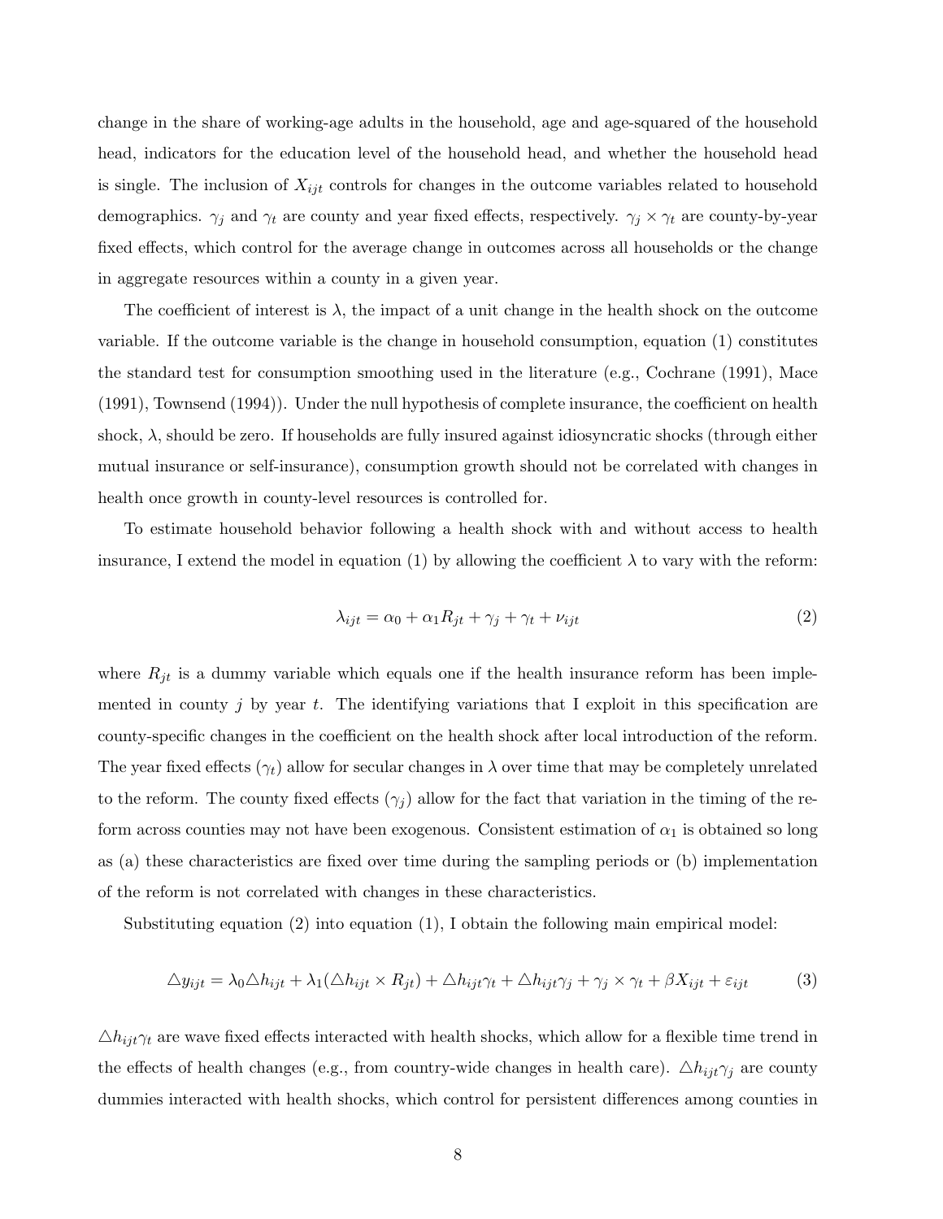change in the share of working-age adults in the household, age and age-squared of the household head, indicators for the education level of the household head, and whether the household head is single. The inclusion of $X_{ijt}$ controls for changes in the outcome variables related to household demographics. $\gamma_j$ and $\gamma_t$ are county and year fixed effects, respectively. $\gamma_j \times \gamma_t$ are county-by-year fixed effects, which control for the average change in outcomes across all households or the change in aggregate resources within a county in a given year.

The coefficient of interest is $\lambda$, the impact of a unit change in the health shock on the outcome variable. If the outcome variable is the change in household consumption, equation (1) constitutes the standard test for consumption smoothing used in the literature (e.g., Cochrane (1991), Mace (1991), Townsend (1994)). Under the null hypothesis of complete insurance, the coefficient on health shock, $\lambda$, should be zero. If households are fully insured against idiosyncratic shocks (through either mutual insurance or self-insurance), consumption growth should not be correlated with changes in health once growth in county-level resources is controlled for.

To estimate household behavior following a health shock with and without access to health insurance, I extend the model in equation (1) by allowing the coefficient $\lambda$ to vary with the reform:

$$\lambda_{ijt} = \alpha_0 + \alpha_1 R_{jt} + \gamma_j + \gamma_t + \nu_{ijt} \tag{2}$$

where $R_{jt}$ is a dummy variable which equals one if the health insurance reform has been implemented in county $j$ by year $t$. The identifying variations that I exploit in this specification are county-specific changes in the coefficient on the health shock after local introduction of the reform. The year fixed effects ($\gamma_t$) allow for secular changes in $\lambda$ over time that may be completely unrelated to the reform. The county fixed effects ($\gamma_j$) allow for the fact that variation in the timing of the reform across counties may not have been exogenous. Consistent estimation of $\alpha_1$ is obtained so long as (a) these characteristics are fixed over time during the sampling periods or (b) implementation of the reform is not correlated with changes in these characteristics.

Substituting equation (2) into equation (1), I obtain the following main empirical model:

$$\triangle y_{ijt} = \lambda_0 \triangle h_{ijt} + \lambda_1 (\triangle h_{ijt} \times R_{jt}) + \triangle h_{ijt}\gamma_t + \triangle h_{ijt}\gamma_j + \gamma_j \times \gamma_t + \beta X_{ijt} + \varepsilon_{ijt} \tag{3}$$

$\triangle h_{ijt}\gamma_t$ are wave fixed effects interacted with health shocks, which allow for a flexible time trend in the effects of health changes (e.g., from country-wide changes in health care). $\triangle h_{ijt}\gamma_j$ are county dummies interacted with health shocks, which control for persistent differences among counties in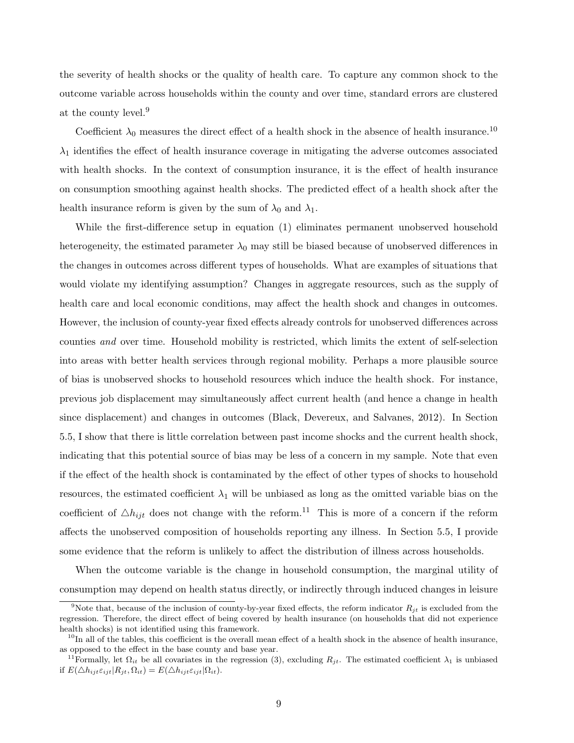the severity of health shocks or the quality of health care. To capture any common shock to the outcome variable across households within the county and over time, standard errors are clustered at the county level.[9]

Coefficient $\lambda_0$ measures the direct effect of a health shock in the absence of health insurance.[10] $\lambda_1$ identifies the effect of health insurance coverage in mitigating the adverse outcomes associated with health shocks. In the context of consumption insurance, it is the effect of health insurance on consumption smoothing against health shocks. The predicted effect of a health shock after the health insurance reform is given by the sum of $\lambda_0$ and $\lambda_1$.

While the first-difference setup in equation (1) eliminates permanent unobserved household heterogeneity, the estimated parameter $\lambda_0$ may still be biased because of unobserved differences in the changes in outcomes across different types of households. What are examples of situations that would violate my identifying assumption? Changes in aggregate resources, such as the supply of health care and local economic conditions, may affect the health shock and changes in outcomes. However, the inclusion of county-year fixed effects already controls for unobserved differences across counties *and* over time. Household mobility is restricted, which limits the extent of self-selection into areas with better health services through regional mobility. Perhaps a more plausible source of bias is unobserved shocks to household resources which induce the health shock. For instance, previous job displacement may simultaneously affect current health (and hence a change in health since displacement) and changes in outcomes (Black, Devereux, and Salvanes, 2012). In Section 5.5, I show that there is little correlation between past income shocks and the current health shock, indicating that this potential source of bias may be less of a concern in my sample. Note that even if the effect of the health shock is contaminated by the effect of other types of shocks to household resources, the estimated coefficient $\lambda_1$ will be unbiased as long as the omitted variable bias on the coefficient of $\triangle h_{ijt}$ does not change with the reform.[11] This is more of a concern if the reform affects the unobserved composition of households reporting any illness. In Section 5.5, I provide some evidence that the reform is unlikely to affect the distribution of illness across households.

When the outcome variable is the change in household consumption, the marginal utility of consumption may depend on health status directly, or indirectly through induced changes in leisure

[9] Note that, because of the inclusion of county-by-year fixed effects, the reform indicator $R_{jt}$ is excluded from the regression. Therefore, the direct effect of being covered by health insurance (on households that did not experience health shocks) is not identified using this framework.

[10] In all of the tables, this coefficient is the overall mean effect of a health shock in the absence of health insurance, as opposed to the effect in the base county and base year.

[11] Formally, let $\Omega_{it}$ be all covariates in the regression (3), excluding $R_{jt}$. The estimated coefficient $\lambda_1$ is unbiased if $E(\triangle h_{ijt}\varepsilon_{ijt}|R_{jt},\Omega_{it}) = E(\triangle h_{ijt}\varepsilon_{ijt}|\Omega_{it})$.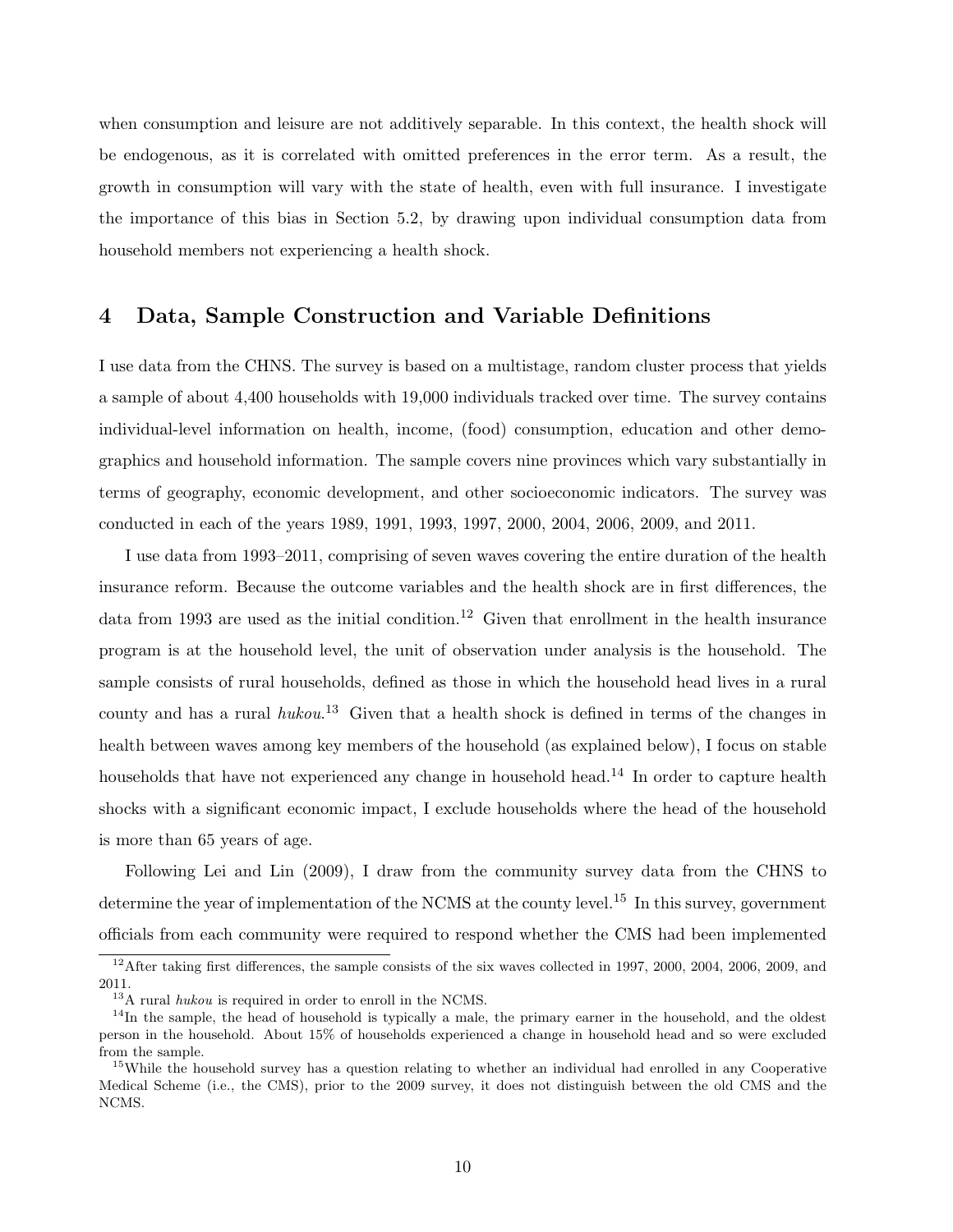when consumption and leisure are not additively separable. In this context, the health shock will be endogenous, as it is correlated with omitted preferences in the error term. As a result, the growth in consumption will vary with the state of health, even with full insurance. I investigate the importance of this bias in Section 5.2, by drawing upon individual consumption data from household members not experiencing a health shock.

## 4 Data, Sample Construction and Variable Definitions

I use data from the CHNS. The survey is based on a multistage, random cluster process that yields a sample of about 4,400 households with 19,000 individuals tracked over time. The survey contains individual-level information on health, income, (food) consumption, education and other demographics and household information. The sample covers nine provinces which vary substantially in terms of geography, economic development, and other socioeconomic indicators. The survey was conducted in each of the years 1989, 1991, 1993, 1997, 2000, 2004, 2006, 2009, and 2011.

I use data from 1993–2011, comprising of seven waves covering the entire duration of the health insurance reform. Because the outcome variables and the health shock are in first differences, the data from 1993 are used as the initial condition.[12] Given that enrollment in the health insurance program is at the household level, the unit of observation under analysis is the household. The sample consists of rural households, defined as those in which the household head lives in a rural county and has a rural *hukou*.[13] Given that a health shock is defined in terms of the changes in health between waves among key members of the household (as explained below), I focus on stable households that have not experienced any change in household head.[14] In order to capture health shocks with a significant economic impact, I exclude households where the head of the household is more than 65 years of age.

Following Lei and Lin (2009), I draw from the community survey data from the CHNS to determine the year of implementation of the NCMS at the county level.[15] In this survey, government officials from each community were required to respond whether the CMS had been implemented

[12] After taking first differences, the sample consists of the six waves collected in 1997, 2000, 2004, 2006, 2009, and 2011.

[13] A rural *hukou* is required in order to enroll in the NCMS.

[14] In the sample, the head of household is typically a male, the primary earner in the household, and the oldest person in the household. About 15% of households experienced a change in household head and so were excluded from the sample.

[15] While the household survey has a question relating to whether an individual had enrolled in any Cooperative Medical Scheme (i.e., the CMS), prior to the 2009 survey, it does not distinguish between the old CMS and the NCMS.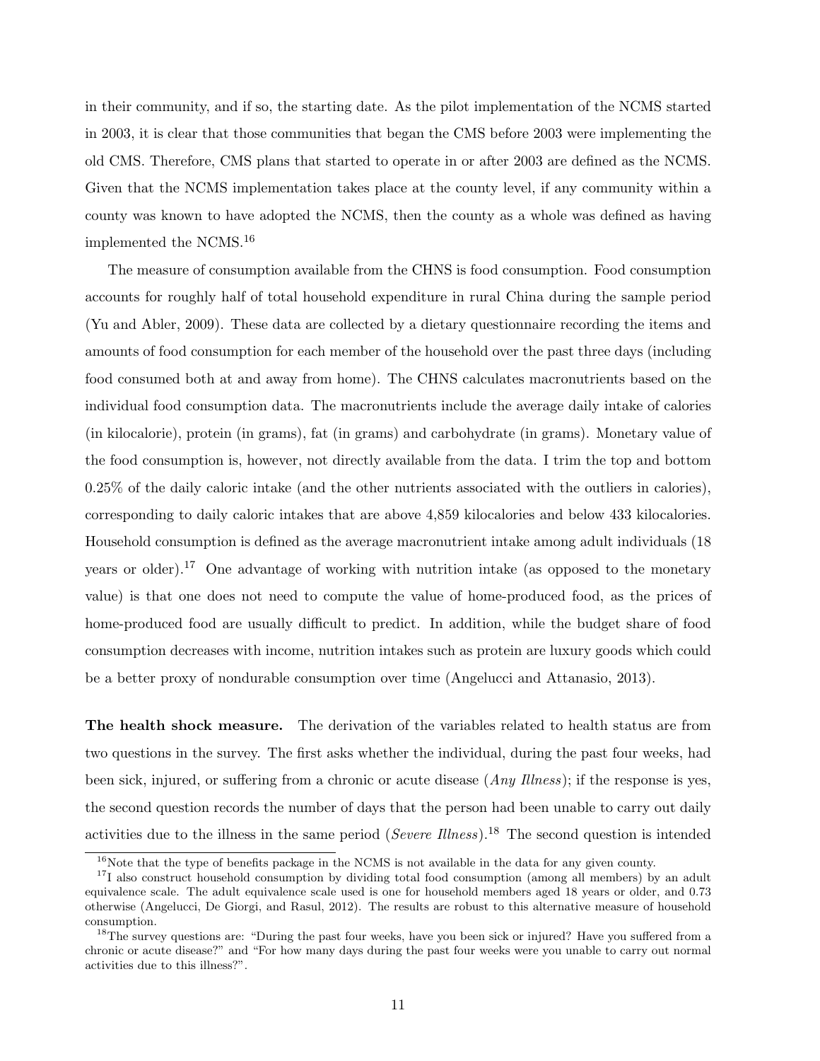in their community, and if so, the starting date. As the pilot implementation of the NCMS started in 2003, it is clear that those communities that began the CMS before 2003 were implementing the old CMS. Therefore, CMS plans that started to operate in or after 2003 are defined as the NCMS. Given that the NCMS implementation takes place at the county level, if any community within a county was known to have adopted the NCMS, then the county as a whole was defined as having implemented the NCMS.[16]

The measure of consumption available from the CHNS is food consumption. Food consumption accounts for roughly half of total household expenditure in rural China during the sample period (Yu and Abler, 2009). These data are collected by a dietary questionnaire recording the items and amounts of food consumption for each member of the household over the past three days (including food consumed both at and away from home). The CHNS calculates macronutrients based on the individual food consumption data. The macronutrients include the average daily intake of calories (in kilocalorie), protein (in grams), fat (in grams) and carbohydrate (in grams). Monetary value of the food consumption is, however, not directly available from the data. I trim the top and bottom 0.25% of the daily caloric intake (and the other nutrients associated with the outliers in calories), corresponding to daily caloric intakes that are above 4,859 kilocalories and below 433 kilocalories. Household consumption is defined as the average macronutrient intake among adult individuals (18 years or older).[17] One advantage of working with nutrition intake (as opposed to the monetary value) is that one does not need to compute the value of home-produced food, as the prices of home-produced food are usually difficult to predict. In addition, while the budget share of food consumption decreases with income, nutrition intakes such as protein are luxury goods which could be a better proxy of nondurable consumption over time (Angelucci and Attanasio, 2013).

**The health shock measure.** The derivation of the variables related to health status are from two questions in the survey. The first asks whether the individual, during the past four weeks, had been sick, injured, or suffering from a chronic or acute disease (*Any Illness*); if the response is yes, the second question records the number of days that the person had been unable to carry out daily activities due to the illness in the same period (*Severe Illness*).[18] The second question is intended

[16] Note that the type of benefits package in the NCMS is not available in the data for any given county.

[17] I also construct household consumption by dividing total food consumption (among all members) by an adult equivalence scale. The adult equivalence scale used is one for household members aged 18 years or older, and 0.73 otherwise (Angelucci, De Giorgi, and Rasul, 2012). The results are robust to this alternative measure of household consumption.

[18] The survey questions are: "During the past four weeks, have you been sick or injured? Have you suffered from a chronic or acute disease?" and "For how many days during the past four weeks were you unable to carry out normal activities due to this illness?".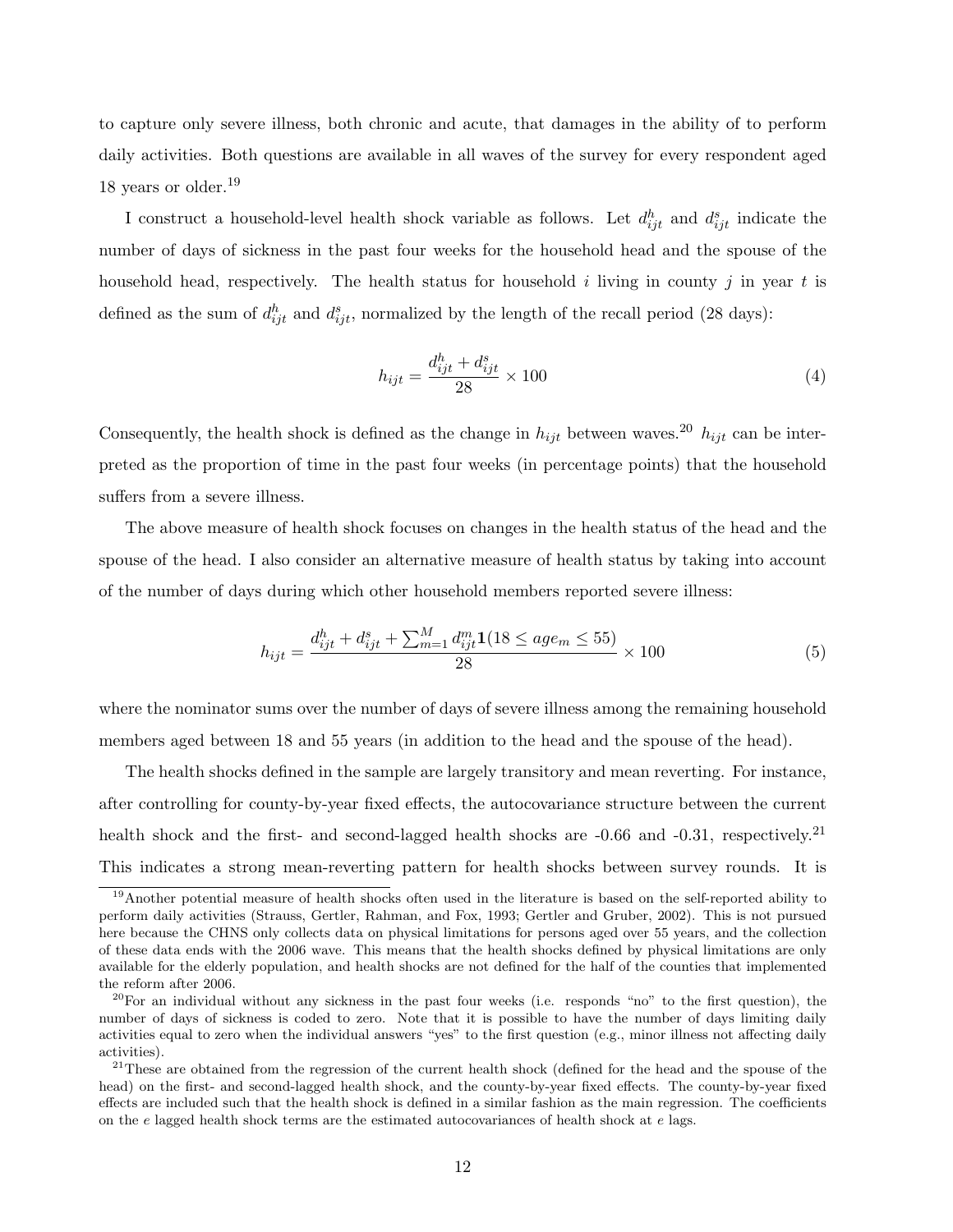to capture only severe illness, both chronic and acute, that damages in the ability of to perform daily activities. Both questions are available in all waves of the survey for every respondent aged 18 years or older.[19]

I construct a household-level health shock variable as follows. Let $d^h_{ijt}$ and $d^s_{ijt}$ indicate the number of days of sickness in the past four weeks for the household head and the spouse of the household head, respectively. The health status for household $i$ living in county $j$ in year $t$ is defined as the sum of $d^h_{ijt}$ and $d^s_{ijt}$, normalized by the length of the recall period (28 days):

$$h_{ijt} = \frac{d^h_{ijt} + d^s_{ijt}}{28} \times 100 \tag{4}$$

Consequently, the health shock is defined as the change in $h_{ijt}$ between waves.[20] $h_{ijt}$ can be interpreted as the proportion of time in the past four weeks (in percentage points) that the household suffers from a severe illness.

The above measure of health shock focuses on changes in the health status of the head and the spouse of the head. I also consider an alternative measure of health status by taking into account of the number of days during which other household members reported severe illness:

$$h_{ijt} = \frac{d^h_{ijt} + d^s_{ijt} + \sum_{m=1}^{M} d^m_{ijt} \mathbf{1}(18 \leq age_m \leq 55)}{28} \times 100 \tag{5}$$

where the nominator sums over the number of days of severe illness among the remaining household members aged between 18 and 55 years (in addition to the head and the spouse of the head).

The health shocks defined in the sample are largely transitory and mean reverting. For instance, after controlling for county-by-year fixed effects, the autocovariance structure between the current health shock and the first- and second-lagged health shocks are -0.66 and -0.31, respectively.[21] This indicates a strong mean-reverting pattern for health shocks between survey rounds. It is

[19] Another potential measure of health shocks often used in the literature is based on the self-reported ability to perform daily activities (Strauss, Gertler, Rahman, and Fox, 1993; Gertler and Gruber, 2002). This is not pursued here because the CHNS only collects data on physical limitations for persons aged over 55 years, and the collection of these data ends with the 2006 wave. This means that the health shocks defined by physical limitations are only available for the elderly population, and health shocks are not defined for the half of the counties that implemented the reform after 2006.

[20] For an individual without any sickness in the past four weeks (i.e. responds "no" to the first question), the number of days of sickness is coded to zero. Note that it is possible to have the number of days limiting daily activities equal to zero when the individual answers "yes" to the first question (e.g., minor illness not affecting daily activities).

[21] These are obtained from the regression of the current health shock (defined for the head and the spouse of the head) on the first- and second-lagged health shock, and the county-by-year fixed effects. The county-by-year fixed effects are included such that the health shock is defined in a similar fashion as the main regression. The coefficients on the $e$ lagged health shock terms are the estimated autocovariances of health shock at $e$ lags.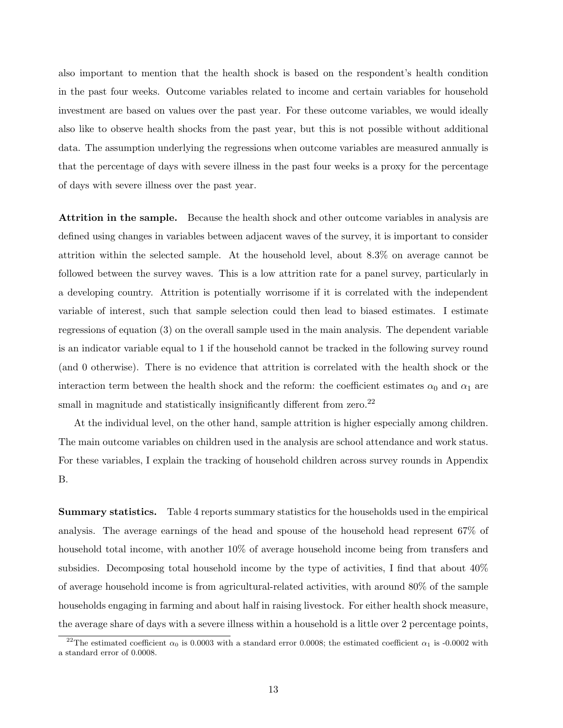also important to mention that the health shock is based on the respondent's health condition in the past four weeks. Outcome variables related to income and certain variables for household investment are based on values over the past year. For these outcome variables, we would ideally also like to observe health shocks from the past year, but this is not possible without additional data. The assumption underlying the regressions when outcome variables are measured annually is that the percentage of days with severe illness in the past four weeks is a proxy for the percentage of days with severe illness over the past year.

**Attrition in the sample.** Because the health shock and other outcome variables in analysis are defined using changes in variables between adjacent waves of the survey, it is important to consider attrition within the selected sample. At the household level, about 8.3% on average cannot be followed between the survey waves. This is a low attrition rate for a panel survey, particularly in a developing country. Attrition is potentially worrisome if it is correlated with the independent variable of interest, such that sample selection could then lead to biased estimates. I estimate regressions of equation (3) on the overall sample used in the main analysis. The dependent variable is an indicator variable equal to 1 if the household cannot be tracked in the following survey round (and 0 otherwise). There is no evidence that attrition is correlated with the health shock or the interaction term between the health shock and the reform: the coefficient estimates $\alpha_0$ and $\alpha_1$ are small in magnitude and statistically insignificantly different from zero.[22]

At the individual level, on the other hand, sample attrition is higher especially among children. The main outcome variables on children used in the analysis are school attendance and work status. For these variables, I explain the tracking of household children across survey rounds in Appendix B.

**Summary statistics.** Table 4 reports summary statistics for the households used in the empirical analysis. The average earnings of the head and spouse of the household head represent 67% of household total income, with another 10% of average household income being from transfers and subsidies. Decomposing total household income by the type of activities, I find that about 40% of average household income is from agricultural-related activities, with around 80% of the sample households engaging in farming and about half in raising livestock. For either health shock measure, the average share of days with a severe illness within a household is a little over 2 percentage points,

[22] The estimated coefficient $\alpha_0$ is 0.0003 with a standard error 0.0008; the estimated coefficient $\alpha_1$ is -0.0002 with a standard error of 0.0008.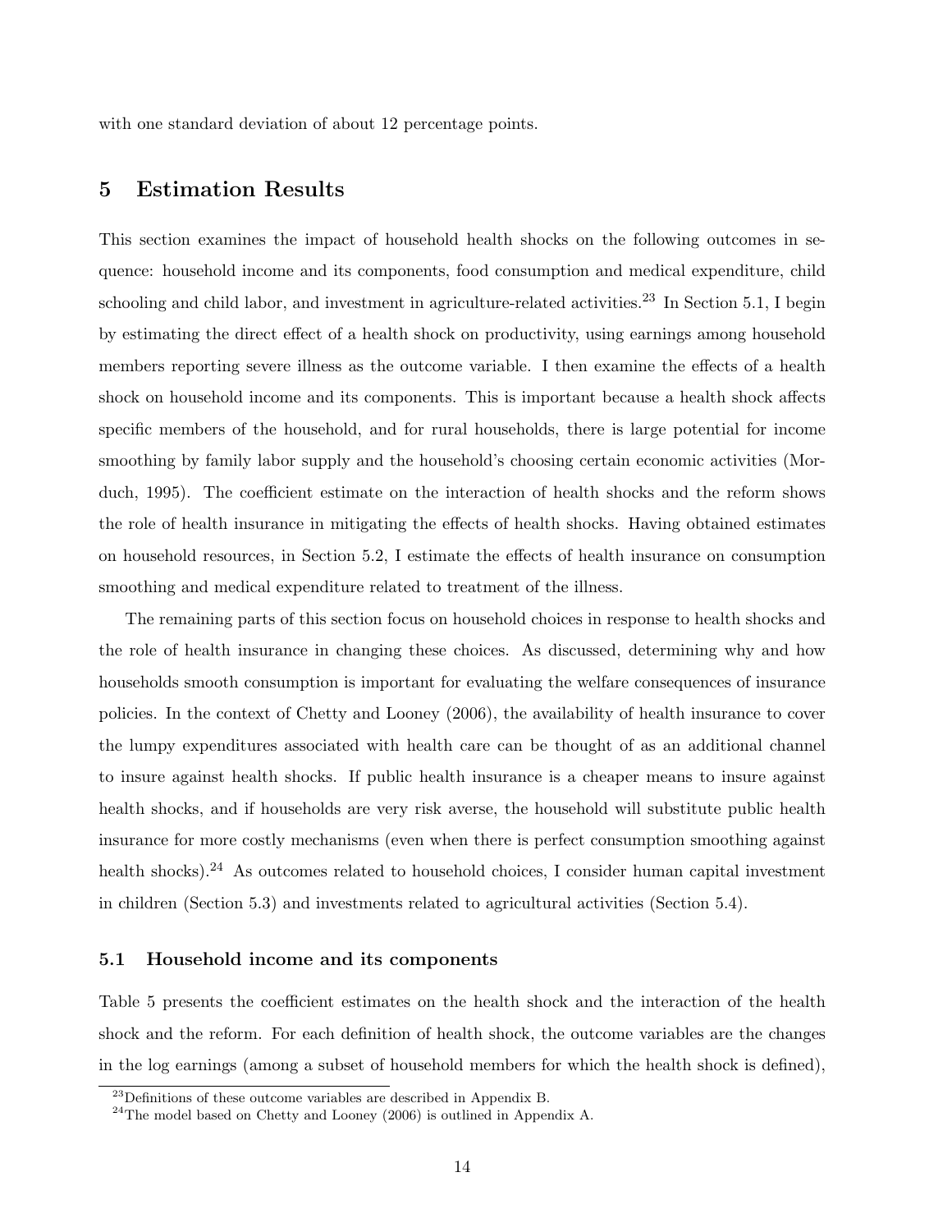with one standard deviation of about 12 percentage points.

## 5 Estimation Results

This section examines the impact of household health shocks on the following outcomes in sequence: household income and its components, food consumption and medical expenditure, child schooling and child labor, and investment in agriculture-related activities.[23] In Section 5.1, I begin by estimating the direct effect of a health shock on productivity, using earnings among household members reporting severe illness as the outcome variable. I then examine the effects of a health shock on household income and its components. This is important because a health shock affects specific members of the household, and for rural households, there is large potential for income smoothing by family labor supply and the household's choosing certain economic activities (Morduch, 1995). The coefficient estimate on the interaction of health shocks and the reform shows the role of health insurance in mitigating the effects of health shocks. Having obtained estimates on household resources, in Section 5.2, I estimate the effects of health insurance on consumption smoothing and medical expenditure related to treatment of the illness.

The remaining parts of this section focus on household choices in response to health shocks and the role of health insurance in changing these choices. As discussed, determining why and how households smooth consumption is important for evaluating the welfare consequences of insurance policies. In the context of Chetty and Looney (2006), the availability of health insurance to cover the lumpy expenditures associated with health care can be thought of as an additional channel to insure against health shocks. If public health insurance is a cheaper means to insure against health shocks, and if households are very risk averse, the household will substitute public health insurance for more costly mechanisms (even when there is perfect consumption smoothing against health shocks).[24] As outcomes related to household choices, I consider human capital investment in children (Section 5.3) and investments related to agricultural activities (Section 5.4).

### 5.1 Household income and its components

Table 5 presents the coefficient estimates on the health shock and the interaction of the health shock and the reform. For each definition of health shock, the outcome variables are the changes in the log earnings (among a subset of household members for which the health shock is defined),

[23] Definitions of these outcome variables are described in Appendix B.

[24] The model based on Chetty and Looney (2006) is outlined in Appendix A.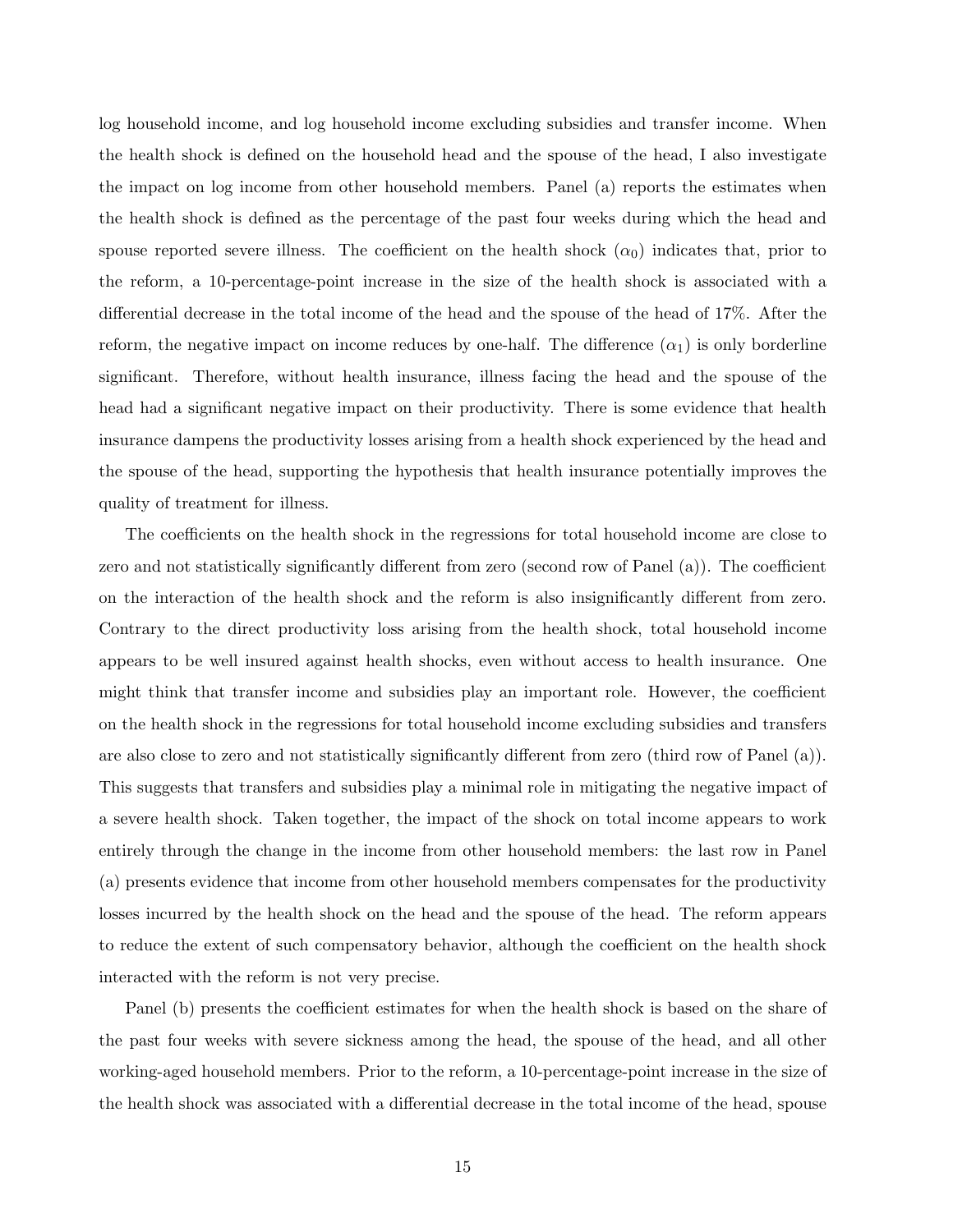log household income, and log household income excluding subsidies and transfer income. When the health shock is defined on the household head and the spouse of the head, I also investigate the impact on log income from other household members. Panel (a) reports the estimates when the health shock is defined as the percentage of the past four weeks during which the head and spouse reported severe illness. The coefficient on the health shock ($\alpha_0$) indicates that, prior to the reform, a 10-percentage-point increase in the size of the health shock is associated with a differential decrease in the total income of the head and the spouse of the head of 17%. After the reform, the negative impact on income reduces by one-half. The difference ($\alpha_1$) is only borderline significant. Therefore, without health insurance, illness facing the head and the spouse of the head had a significant negative impact on their productivity. There is some evidence that health insurance dampens the productivity losses arising from a health shock experienced by the head and the spouse of the head, supporting the hypothesis that health insurance potentially improves the quality of treatment for illness.

The coefficients on the health shock in the regressions for total household income are close to zero and not statistically significantly different from zero (second row of Panel (a)). The coefficient on the interaction of the health shock and the reform is also insignificantly different from zero. Contrary to the direct productivity loss arising from the health shock, total household income appears to be well insured against health shocks, even without access to health insurance. One might think that transfer income and subsidies play an important role. However, the coefficient on the health shock in the regressions for total household income excluding subsidies and transfers are also close to zero and not statistically significantly different from zero (third row of Panel (a)). This suggests that transfers and subsidies play a minimal role in mitigating the negative impact of a severe health shock. Taken together, the impact of the shock on total income appears to work entirely through the change in the income from other household members: the last row in Panel (a) presents evidence that income from other household members compensates for the productivity losses incurred by the health shock on the head and the spouse of the head. The reform appears to reduce the extent of such compensatory behavior, although the coefficient on the health shock interacted with the reform is not very precise.

Panel (b) presents the coefficient estimates for when the health shock is based on the share of the past four weeks with severe sickness among the head, the spouse of the head, and all other working-aged household members. Prior to the reform, a 10-percentage-point increase in the size of the health shock was associated with a differential decrease in the total income of the head, spouse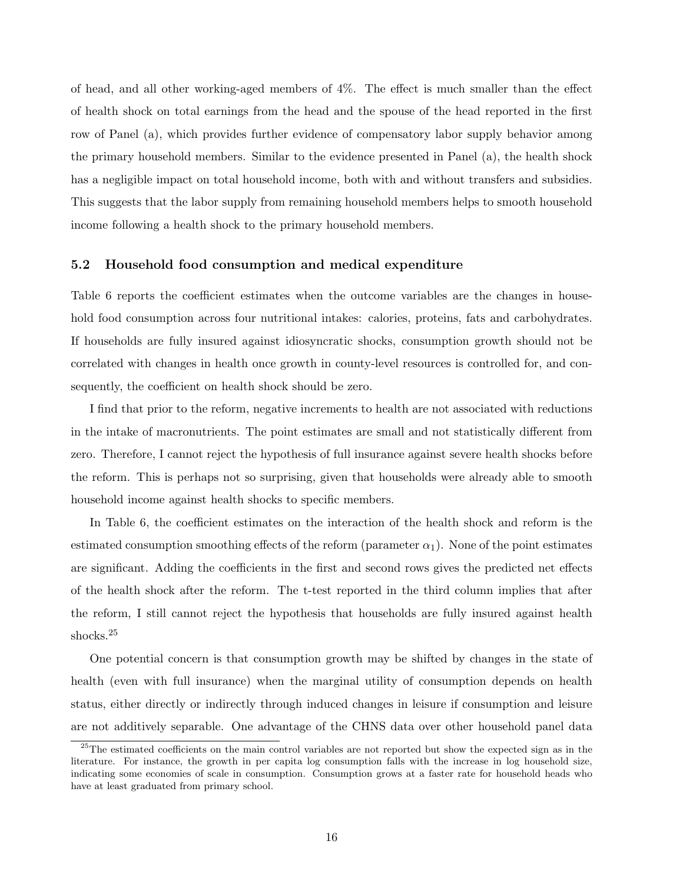of head, and all other working-aged members of 4%. The effect is much smaller than the effect of health shock on total earnings from the head and the spouse of the head reported in the first row of Panel (a), which provides further evidence of compensatory labor supply behavior among the primary household members. Similar to the evidence presented in Panel (a), the health shock has a negligible impact on total household income, both with and without transfers and subsidies. This suggests that the labor supply from remaining household members helps to smooth household income following a health shock to the primary household members.

### 5.2 Household food consumption and medical expenditure

Table 6 reports the coefficient estimates when the outcome variables are the changes in household food consumption across four nutritional intakes: calories, proteins, fats and carbohydrates. If households are fully insured against idiosyncratic shocks, consumption growth should not be correlated with changes in health once growth in county-level resources is controlled for, and consequently, the coefficient on health shock should be zero.

I find that prior to the reform, negative increments to health are not associated with reductions in the intake of macronutrients. The point estimates are small and not statistically different from zero. Therefore, I cannot reject the hypothesis of full insurance against severe health shocks before the reform. This is perhaps not so surprising, given that households were already able to smooth household income against health shocks to specific members.

In Table 6, the coefficient estimates on the interaction of the health shock and reform is the estimated consumption smoothing effects of the reform (parameter $\alpha_1$). None of the point estimates are significant. Adding the coefficients in the first and second rows gives the predicted net effects of the health shock after the reform. The t-test reported in the third column implies that after the reform, I still cannot reject the hypothesis that households are fully insured against health shocks.[25]

One potential concern is that consumption growth may be shifted by changes in the state of health (even with full insurance) when the marginal utility of consumption depends on health status, either directly or indirectly through induced changes in leisure if consumption and leisure are not additively separable. One advantage of the CHNS data over other household panel data

[25]The estimated coefficients on the main control variables are not reported but show the expected sign as in the literature. For instance, the growth in per capita log consumption falls with the increase in log household size, indicating some economies of scale in consumption. Consumption grows at a faster rate for household heads who have at least graduated from primary school.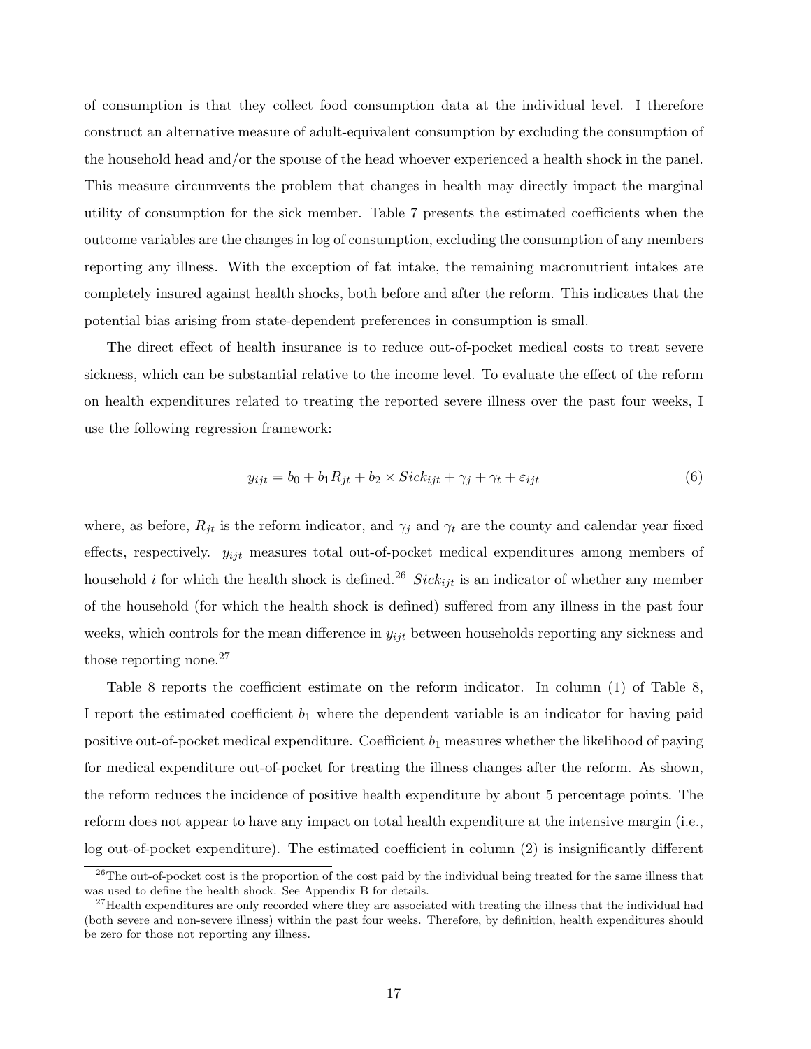of consumption is that they collect food consumption data at the individual level. I therefore construct an alternative measure of adult-equivalent consumption by excluding the consumption of the household head and/or the spouse of the head whoever experienced a health shock in the panel. This measure circumvents the problem that changes in health may directly impact the marginal utility of consumption for the sick member. Table 7 presents the estimated coefficients when the outcome variables are the changes in log of consumption, excluding the consumption of any members reporting any illness. With the exception of fat intake, the remaining macronutrient intakes are completely insured against health shocks, both before and after the reform. This indicates that the potential bias arising from state-dependent preferences in consumption is small.

The direct effect of health insurance is to reduce out-of-pocket medical costs to treat severe sickness, which can be substantial relative to the income level. To evaluate the effect of the reform on health expenditures related to treating the reported severe illness over the past four weeks, I use the following regression framework:

$$y_{ijt} = b_0 + b_1 R_{jt} + b_2 \times Sick_{ijt} + \gamma_j + \gamma_t + \varepsilon_{ijt} \tag{6}$$

where, as before, $R_{jt}$ is the reform indicator, and $\gamma_j$ and $\gamma_t$ are the county and calendar year fixed effects, respectively. $y_{ijt}$ measures total out-of-pocket medical expenditures among members of household $i$ for which the health shock is defined.[26] $Sick_{ijt}$ is an indicator of whether any member of the household (for which the health shock is defined) suffered from any illness in the past four weeks, which controls for the mean difference in $y_{ijt}$ between households reporting any sickness and those reporting none.[27]

Table 8 reports the coefficient estimate on the reform indicator. In column (1) of Table 8, I report the estimated coefficient $b_1$ where the dependent variable is an indicator for having paid positive out-of-pocket medical expenditure. Coefficient $b_1$ measures whether the likelihood of paying for medical expenditure out-of-pocket for treating the illness changes after the reform. As shown, the reform reduces the incidence of positive health expenditure by about 5 percentage points. The reform does not appear to have any impact on total health expenditure at the intensive margin (i.e., log out-of-pocket expenditure). The estimated coefficient in column (2) is insignificantly different

[26] The out-of-pocket cost is the proportion of the cost paid by the individual being treated for the same illness that was used to define the health shock. See Appendix B for details.

[27] Health expenditures are only recorded where they are associated with treating the illness that the individual had (both severe and non-severe illness) within the past four weeks. Therefore, by definition, health expenditures should be zero for those not reporting any illness.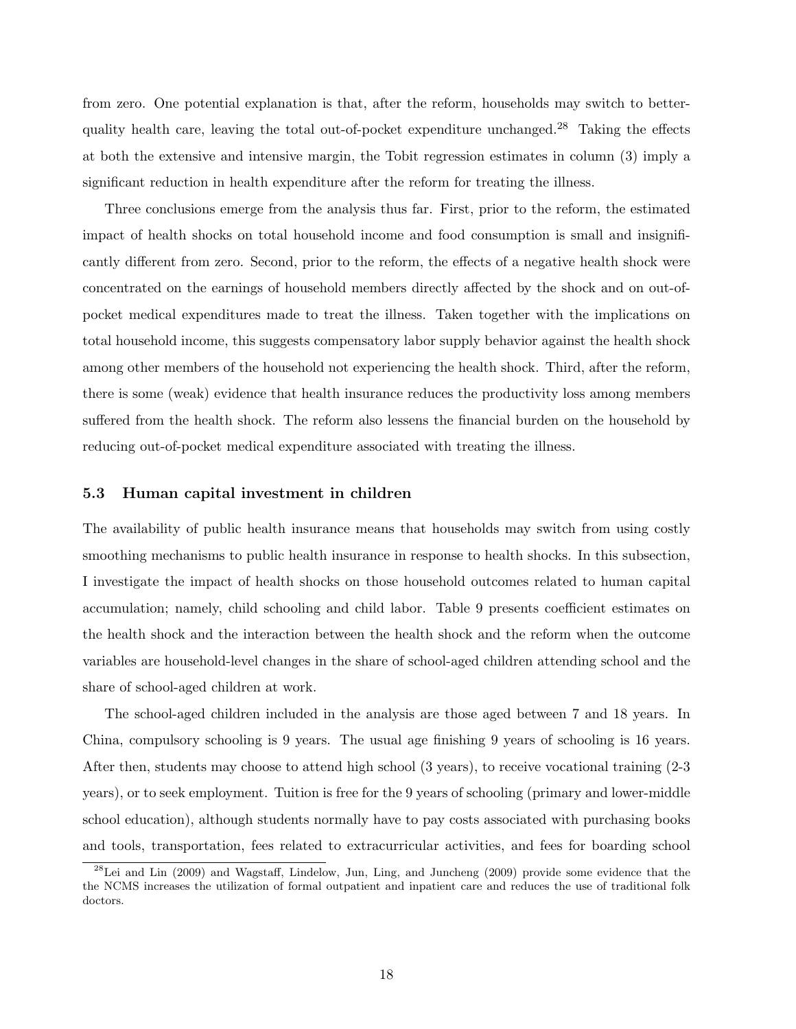from zero. One potential explanation is that, after the reform, households may switch to better-quality health care, leaving the total out-of-pocket expenditure unchanged.[28] Taking the effects at both the extensive and intensive margin, the Tobit regression estimates in column (3) imply a significant reduction in health expenditure after the reform for treating the illness.

Three conclusions emerge from the analysis thus far. First, prior to the reform, the estimated impact of health shocks on total household income and food consumption is small and insignificantly different from zero. Second, prior to the reform, the effects of a negative health shock were concentrated on the earnings of household members directly affected by the shock and on out-of-pocket medical expenditures made to treat the illness. Taken together with the implications on total household income, this suggests compensatory labor supply behavior against the health shock among other members of the household not experiencing the health shock. Third, after the reform, there is some (weak) evidence that health insurance reduces the productivity loss among members suffered from the health shock. The reform also lessens the financial burden on the household by reducing out-of-pocket medical expenditure associated with treating the illness.

### 5.3 Human capital investment in children

The availability of public health insurance means that households may switch from using costly smoothing mechanisms to public health insurance in response to health shocks. In this subsection, I investigate the impact of health shocks on those household outcomes related to human capital accumulation; namely, child schooling and child labor. Table 9 presents coefficient estimates on the health shock and the interaction between the health shock and the reform when the outcome variables are household-level changes in the share of school-aged children attending school and the share of school-aged children at work.

The school-aged children included in the analysis are those aged between 7 and 18 years. In China, compulsory schooling is 9 years. The usual age finishing 9 years of schooling is 16 years. After then, students may choose to attend high school (3 years), to receive vocational training (2-3 years), or to seek employment. Tuition is free for the 9 years of schooling (primary and lower-middle school education), although students normally have to pay costs associated with purchasing books and tools, transportation, fees related to extracurricular activities, and fees for boarding school

[28] Lei and Lin (2009) and Wagstaff, Lindelow, Jun, Ling, and Juncheng (2009) provide some evidence that the the NCMS increases the utilization of formal outpatient and inpatient care and reduces the use of traditional folk doctors.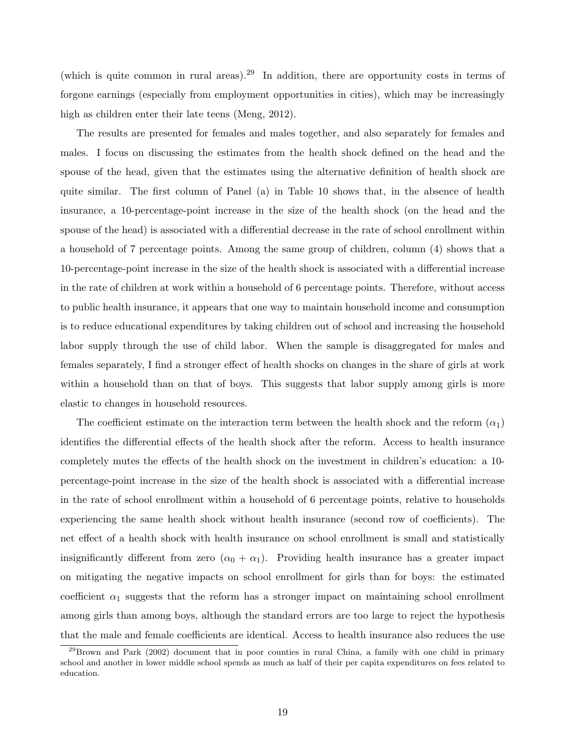(which is quite common in rural areas).[29] In addition, there are opportunity costs in terms of forgone earnings (especially from employment opportunities in cities), which may be increasingly high as children enter their late teens (Meng, 2012).

The results are presented for females and males together, and also separately for females and males. I focus on discussing the estimates from the health shock defined on the head and the spouse of the head, given that the estimates using the alternative definition of health shock are quite similar. The first column of Panel (a) in Table 10 shows that, in the absence of health insurance, a 10-percentage-point increase in the size of the health shock (on the head and the spouse of the head) is associated with a differential decrease in the rate of school enrollment within a household of 7 percentage points. Among the same group of children, column (4) shows that a 10-percentage-point increase in the size of the health shock is associated with a differential increase in the rate of children at work within a household of 6 percentage points. Therefore, without access to public health insurance, it appears that one way to maintain household income and consumption is to reduce educational expenditures by taking children out of school and increasing the household labor supply through the use of child labor. When the sample is disaggregated for males and females separately, I find a stronger effect of health shocks on changes in the share of girls at work within a household than on that of boys. This suggests that labor supply among girls is more elastic to changes in household resources.

The coefficient estimate on the interaction term between the health shock and the reform ($\alpha_1$) identifies the differential effects of the health shock after the reform. Access to health insurance completely mutes the effects of the health shock on the investment in children's education: a 10-percentage-point increase in the size of the health shock is associated with a differential increase in the rate of school enrollment within a household of 6 percentage points, relative to households experiencing the same health shock without health insurance (second row of coefficients). The net effect of a health shock with health insurance on school enrollment is small and statistically insignificantly different from zero ($\alpha_0 + \alpha_1$). Providing health insurance has a greater impact on mitigating the negative impacts on school enrollment for girls than for boys: the estimated coefficient $\alpha_1$ suggests that the reform has a stronger impact on maintaining school enrollment among girls than among boys, although the standard errors are too large to reject the hypothesis that the male and female coefficients are identical. Access to health insurance also reduces the use

[29] Brown and Park (2002) document that in poor counties in rural China, a family with one child in primary school and another in lower middle school spends as much as half of their per capita expenditures on fees related to education.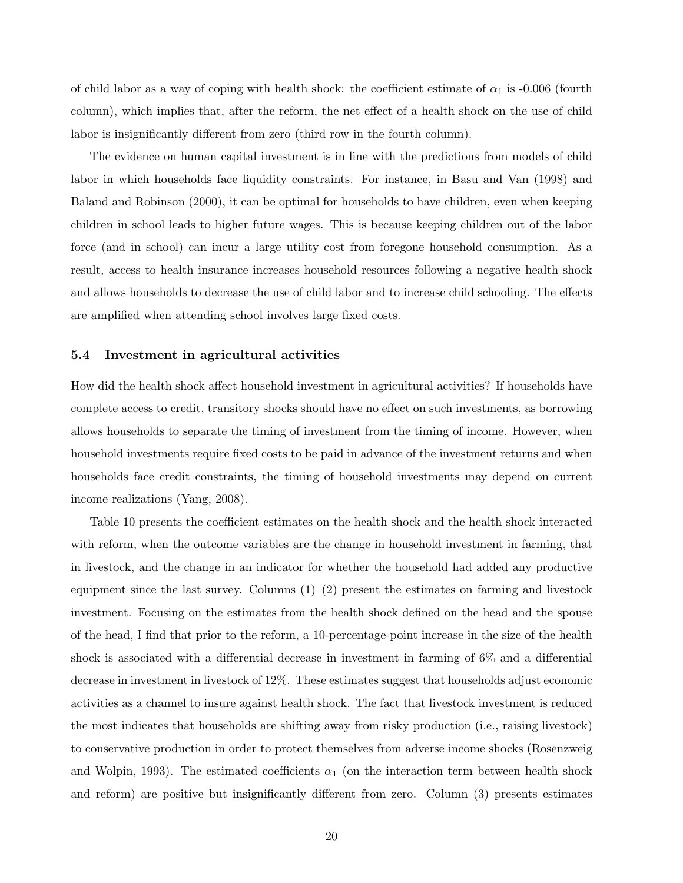of child labor as a way of coping with health shock: the coefficient estimate of $\alpha_1$ is -0.006 (fourth column), which implies that, after the reform, the net effect of a health shock on the use of child labor is insignificantly different from zero (third row in the fourth column).

The evidence on human capital investment is in line with the predictions from models of child labor in which households face liquidity constraints. For instance, in Basu and Van (1998) and Baland and Robinson (2000), it can be optimal for households to have children, even when keeping children in school leads to higher future wages. This is because keeping children out of the labor force (and in school) can incur a large utility cost from foregone household consumption. As a result, access to health insurance increases household resources following a negative health shock and allows households to decrease the use of child labor and to increase child schooling. The effects are amplified when attending school involves large fixed costs.

### 5.4 Investment in agricultural activities

How did the health shock affect household investment in agricultural activities? If households have complete access to credit, transitory shocks should have no effect on such investments, as borrowing allows households to separate the timing of investment from the timing of income. However, when household investments require fixed costs to be paid in advance of the investment returns and when households face credit constraints, the timing of household investments may depend on current income realizations (Yang, 2008).

Table 10 presents the coefficient estimates on the health shock and the health shock interacted with reform, when the outcome variables are the change in household investment in farming, that in livestock, and the change in an indicator for whether the household had added any productive equipment since the last survey. Columns (1)–(2) present the estimates on farming and livestock investment. Focusing on the estimates from the health shock defined on the head and the spouse of the head, I find that prior to the reform, a 10-percentage-point increase in the size of the health shock is associated with a differential decrease in investment in farming of 6% and a differential decrease in investment in livestock of 12%. These estimates suggest that households adjust economic activities as a channel to insure against health shock. The fact that livestock investment is reduced the most indicates that households are shifting away from risky production (i.e., raising livestock) to conservative production in order to protect themselves from adverse income shocks (Rosenzweig and Wolpin, 1993). The estimated coefficients $\alpha_1$ (on the interaction term between health shock and reform) are positive but insignificantly different from zero. Column (3) presents estimates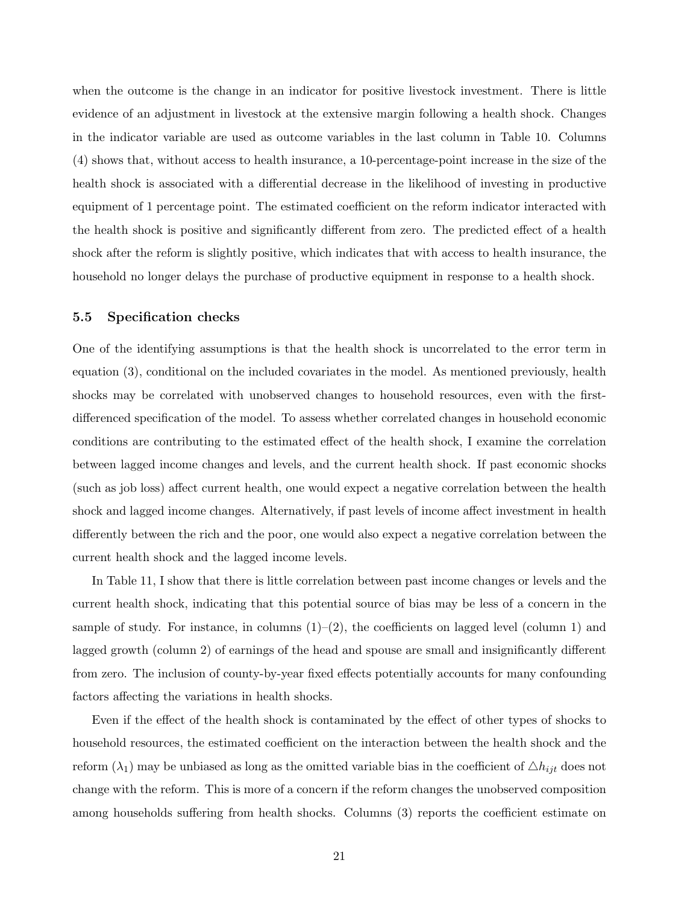when the outcome is the change in an indicator for positive livestock investment. There is little evidence of an adjustment in livestock at the extensive margin following a health shock. Changes in the indicator variable are used as outcome variables in the last column in Table 10. Columns (4) shows that, without access to health insurance, a 10-percentage-point increase in the size of the health shock is associated with a differential decrease in the likelihood of investing in productive equipment of 1 percentage point. The estimated coefficient on the reform indicator interacted with the health shock is positive and significantly different from zero. The predicted effect of a health shock after the reform is slightly positive, which indicates that with access to health insurance, the household no longer delays the purchase of productive equipment in response to a health shock.

### 5.5 Specification checks

One of the identifying assumptions is that the health shock is uncorrelated to the error term in equation (3), conditional on the included covariates in the model. As mentioned previously, health shocks may be correlated with unobserved changes to household resources, even with the first-differenced specification of the model. To assess whether correlated changes in household economic conditions are contributing to the estimated effect of the health shock, I examine the correlation between lagged income changes and levels, and the current health shock. If past economic shocks (such as job loss) affect current health, one would expect a negative correlation between the health shock and lagged income changes. Alternatively, if past levels of income affect investment in health differently between the rich and the poor, one would also expect a negative correlation between the current health shock and the lagged income levels.

In Table 11, I show that there is little correlation between past income changes or levels and the current health shock, indicating that this potential source of bias may be less of a concern in the sample of study. For instance, in columns (1)–(2), the coefficients on lagged level (column 1) and lagged growth (column 2) of earnings of the head and spouse are small and insignificantly different from zero. The inclusion of county-by-year fixed effects potentially accounts for many confounding factors affecting the variations in health shocks.

Even if the effect of the health shock is contaminated by the effect of other types of shocks to household resources, the estimated coefficient on the interaction between the health shock and the reform ($\lambda_1$) may be unbiased as long as the omitted variable bias in the coefficient of $\triangle h_{ijt}$ does not change with the reform. This is more of a concern if the reform changes the unobserved composition among households suffering from health shocks. Columns (3) reports the coefficient estimate on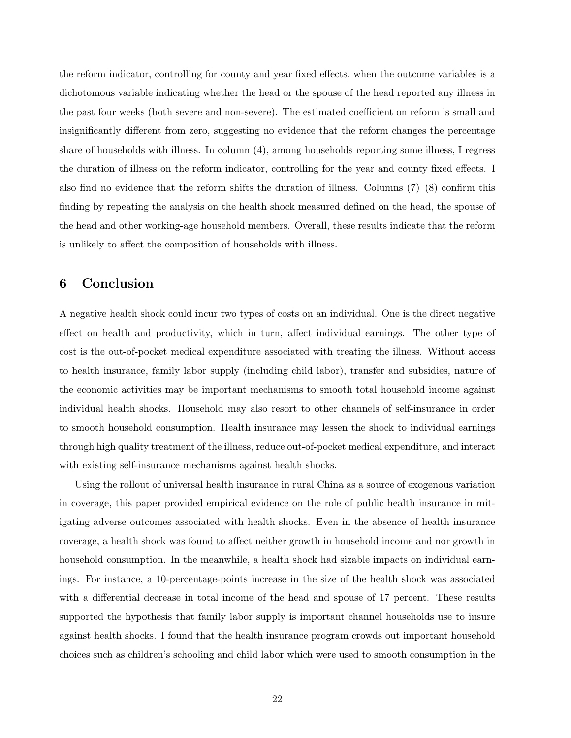the reform indicator, controlling for county and year fixed effects, when the outcome variables is a dichotomous variable indicating whether the head or the spouse of the head reported any illness in the past four weeks (both severe and non-severe). The estimated coefficient on reform is small and insignificantly different from zero, suggesting no evidence that the reform changes the percentage share of households with illness. In column (4), among households reporting some illness, I regress the duration of illness on the reform indicator, controlling for the year and county fixed effects. I also find no evidence that the reform shifts the duration of illness. Columns (7)–(8) confirm this finding by repeating the analysis on the health shock measured defined on the head, the spouse of the head and other working-age household members. Overall, these results indicate that the reform is unlikely to affect the composition of households with illness.

# 6 Conclusion

A negative health shock could incur two types of costs on an individual. One is the direct negative effect on health and productivity, which in turn, affect individual earnings. The other type of cost is the out-of-pocket medical expenditure associated with treating the illness. Without access to health insurance, family labor supply (including child labor), transfer and subsidies, nature of the economic activities may be important mechanisms to smooth total household income against individual health shocks. Household may also resort to other channels of self-insurance in order to smooth household consumption. Health insurance may lessen the shock to individual earnings through high quality treatment of the illness, reduce out-of-pocket medical expenditure, and interact with existing self-insurance mechanisms against health shocks.

Using the rollout of universal health insurance in rural China as a source of exogenous variation in coverage, this paper provided empirical evidence on the role of public health insurance in mitigating adverse outcomes associated with health shocks. Even in the absence of health insurance coverage, a health shock was found to affect neither growth in household income and nor growth in household consumption. In the meanwhile, a health shock had sizable impacts on individual earnings. For instance, a 10-percentage-points increase in the size of the health shock was associated with a differential decrease in total income of the head and spouse of 17 percent. These results supported the hypothesis that family labor supply is important channel households use to insure against health shocks. I found that the health insurance program crowds out important household choices such as children's schooling and child labor which were used to smooth consumption in the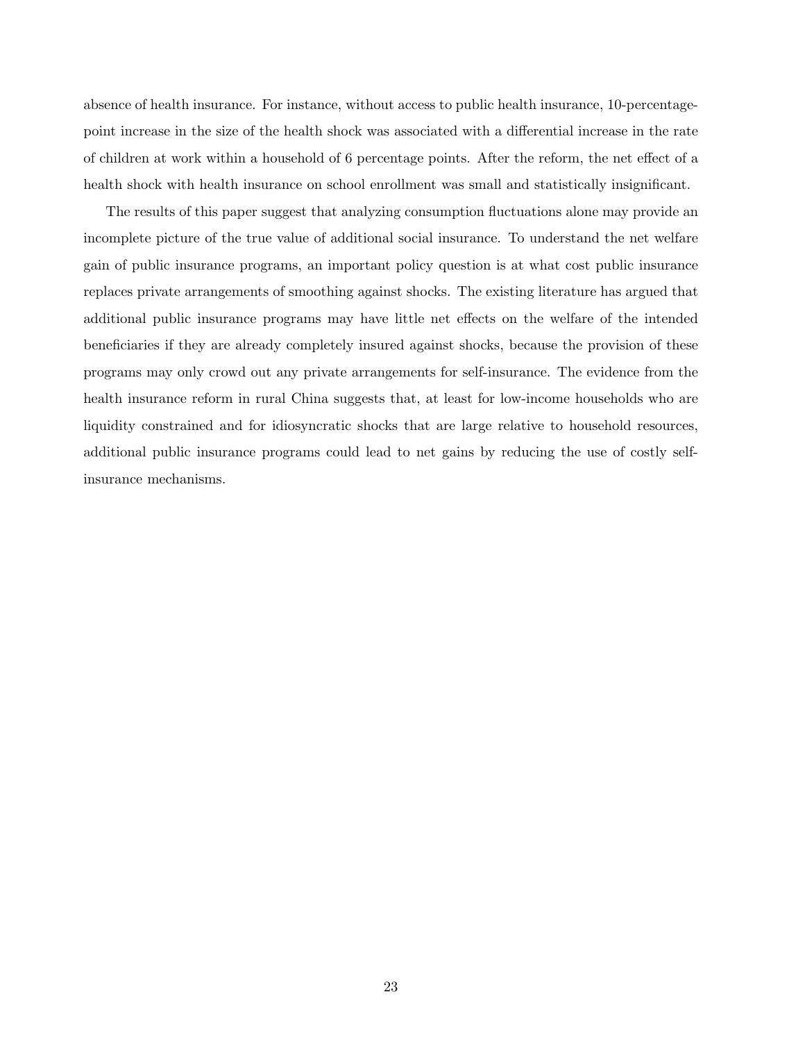absence of health insurance. For instance, without access to public health insurance, 10-percentage-point increase in the size of the health shock was associated with a differential increase in the rate of children at work within a household of 6 percentage points. After the reform, the net effect of a health shock with health insurance on school enrollment was small and statistically insignificant.

The results of this paper suggest that analyzing consumption fluctuations alone may provide an incomplete picture of the true value of additional social insurance. To understand the net welfare gain of public insurance programs, an important policy question is at what cost public insurance replaces private arrangements of smoothing against shocks. The existing literature has argued that additional public insurance programs may have little net effects on the welfare of the intended beneficiaries if they are already completely insured against shocks, because the provision of these programs may only crowd out any private arrangements for self-insurance. The evidence from the health insurance reform in rural China suggests that, at least for low-income households who are liquidity constrained and for idiosyncratic shocks that are large relative to household resources, additional public insurance programs could lead to net gains by reducing the use of costly self-insurance mechanisms.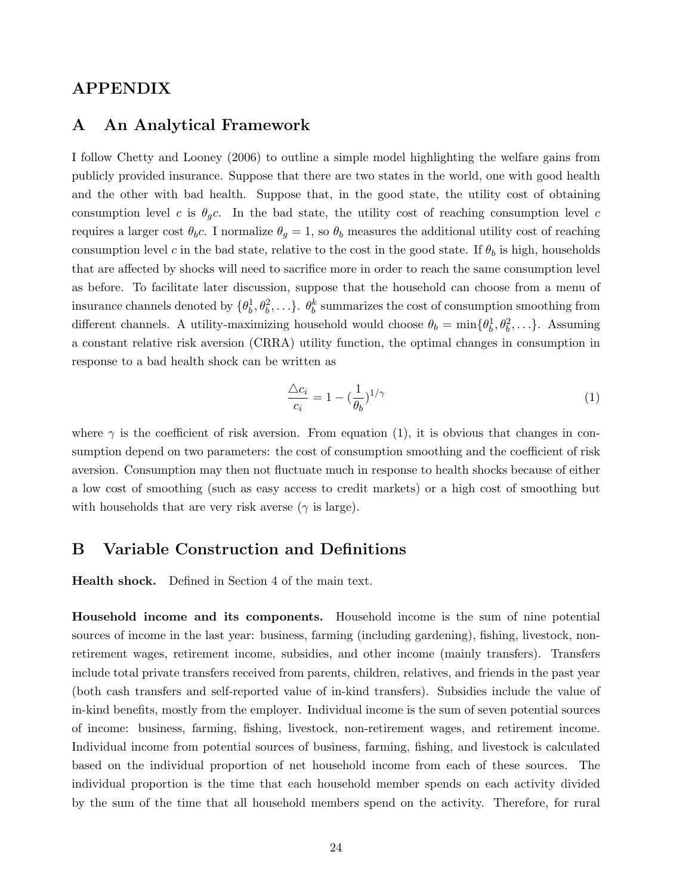# APPENDIX

## A An Analytical Framework

I follow Chetty and Looney (2006) to outline a simple model highlighting the welfare gains from publicly provided insurance. Suppose that there are two states in the world, one with good health and the other with bad health. Suppose that, in the good state, the utility cost of obtaining consumption level $c$ is $\theta_g c$. In the bad state, the utility cost of reaching consumption level $c$ requires a larger cost $\theta_b c$. I normalize $\theta_g = 1$, so $\theta_b$ measures the additional utility cost of reaching consumption level $c$ in the bad state, relative to the cost in the good state. If $\theta_b$ is high, households that are affected by shocks will need to sacrifice more in order to reach the same consumption level as before. To facilitate later discussion, suppose that the household can choose from a menu of insurance channels denoted by $\{\theta_b^1, \theta_b^2, \ldots\}$. $\theta_b^k$ summarizes the cost of consumption smoothing from different channels. A utility-maximizing household would choose $\theta_b = \min\{\theta_b^1, \theta_b^2, \ldots\}$. Assuming a constant relative risk aversion (CRRA) utility function, the optimal changes in consumption in response to a bad health shock can be written as

$$\frac{\triangle c_i}{c_i} = 1 - (\frac{1}{\theta_b})^{1/\gamma} \tag{1}$$

where $\gamma$ is the coefficient of risk aversion. From equation (1), it is obvious that changes in consumption depend on two parameters: the cost of consumption smoothing and the coefficient of risk aversion. Consumption may then not fluctuate much in response to health shocks because of either a low cost of smoothing (such as easy access to credit markets) or a high cost of smoothing but with households that are very risk averse ($\gamma$ is large).

## B Variable Construction and Definitions

**Health shock.** Defined in Section 4 of the main text.

**Household income and its components.** Household income is the sum of nine potential sources of income in the last year: business, farming (including gardening), fishing, livestock, non-retirement wages, retirement income, subsidies, and other income (mainly transfers). Transfers include total private transfers received from parents, children, relatives, and friends in the past year (both cash transfers and self-reported value of in-kind transfers). Subsidies include the value of in-kind benefits, mostly from the employer. Individual income is the sum of seven potential sources of income: business, farming, fishing, livestock, non-retirement wages, and retirement income. Individual income from potential sources of business, farming, fishing, and livestock is calculated based on the individual proportion of net household income from each of these sources. The individual proportion is the time that each household member spends on each activity divided by the sum of the time that all household members spend on the activity. Therefore, for rural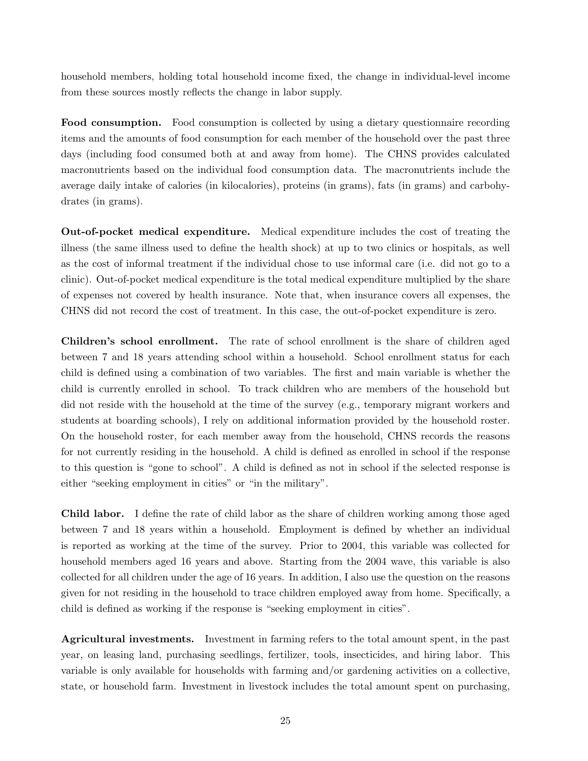household members, holding total household income fixed, the change in individual-level income from these sources mostly reflects the change in labor supply.

**Food consumption.** Food consumption is collected by using a dietary questionnaire recording items and the amounts of food consumption for each member of the household over the past three days (including food consumed both at and away from home). The CHNS provides calculated macronutrients based on the individual food consumption data. The macronutrients include the average daily intake of calories (in kilocalories), proteins (in grams), fats (in grams) and carbohydrates (in grams).

**Out-of-pocket medical expenditure.** Medical expenditure includes the cost of treating the illness (the same illness used to define the health shock) at up to two clinics or hospitals, as well as the cost of informal treatment if the individual chose to use informal care (i.e. did not go to a clinic). Out-of-pocket medical expenditure is the total medical expenditure multiplied by the share of expenses not covered by health insurance. Note that, when insurance covers all expenses, the CHNS did not record the cost of treatment. In this case, the out-of-pocket expenditure is zero.

**Children's school enrollment.** The rate of school enrollment is the share of children aged between 7 and 18 years attending school within a household. School enrollment status for each child is defined using a combination of two variables. The first and main variable is whether the child is currently enrolled in school. To track children who are members of the household but did not reside with the household at the time of the survey (e.g., temporary migrant workers and students at boarding schools), I rely on additional information provided by the household roster. On the household roster, for each member away from the household, CHNS records the reasons for not currently residing in the household. A child is defined as enrolled in school if the response to this question is "gone to school". A child is defined as not in school if the selected response is either "seeking employment in cities" or "in the military".

**Child labor.** I define the rate of child labor as the share of children working among those aged between 7 and 18 years within a household. Employment is defined by whether an individual is reported as working at the time of the survey. Prior to 2004, this variable was collected for household members aged 16 years and above. Starting from the 2004 wave, this variable is also collected for all children under the age of 16 years. In addition, I also use the question on the reasons given for not residing in the household to trace children employed away from home. Specifically, a child is defined as working if the response is "seeking employment in cities".

**Agricultural investments.** Investment in farming refers to the total amount spent, in the past year, on leasing land, purchasing seedlings, fertilizer, tools, insecticides, and hiring labor. This variable is only available for households with farming and/or gardening activities on a collective, state, or household farm. Investment in livestock includes the total amount spent on purchasing,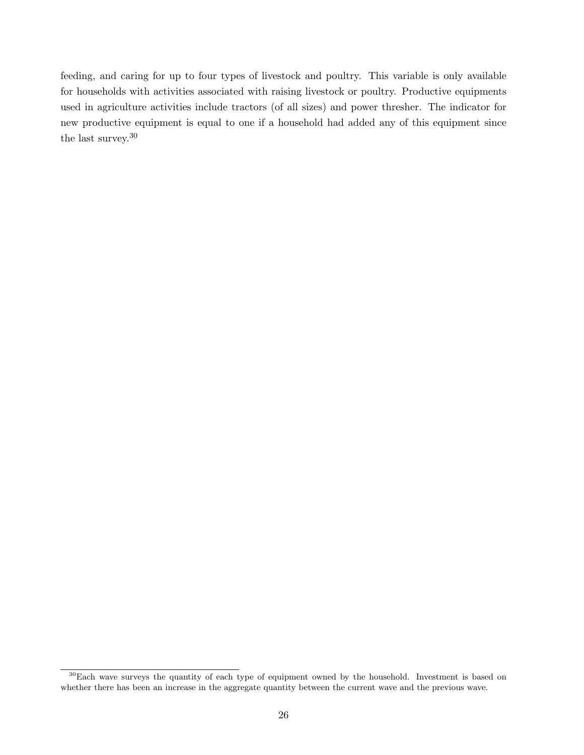feeding, and caring for up to four types of livestock and poultry. This variable is only available for households with activities associated with raising livestock or poultry. Productive equipments used in agriculture activities include tractors (of all sizes) and power thresher. The indicator for new productive equipment is equal to one if a household had added any of this equipment since the last survey.[30]

[30] Each wave surveys the quantity of each type of equipment owned by the household. Investment is based on whether there has been an increase in the aggregate quantity between the current wave and the previous wave.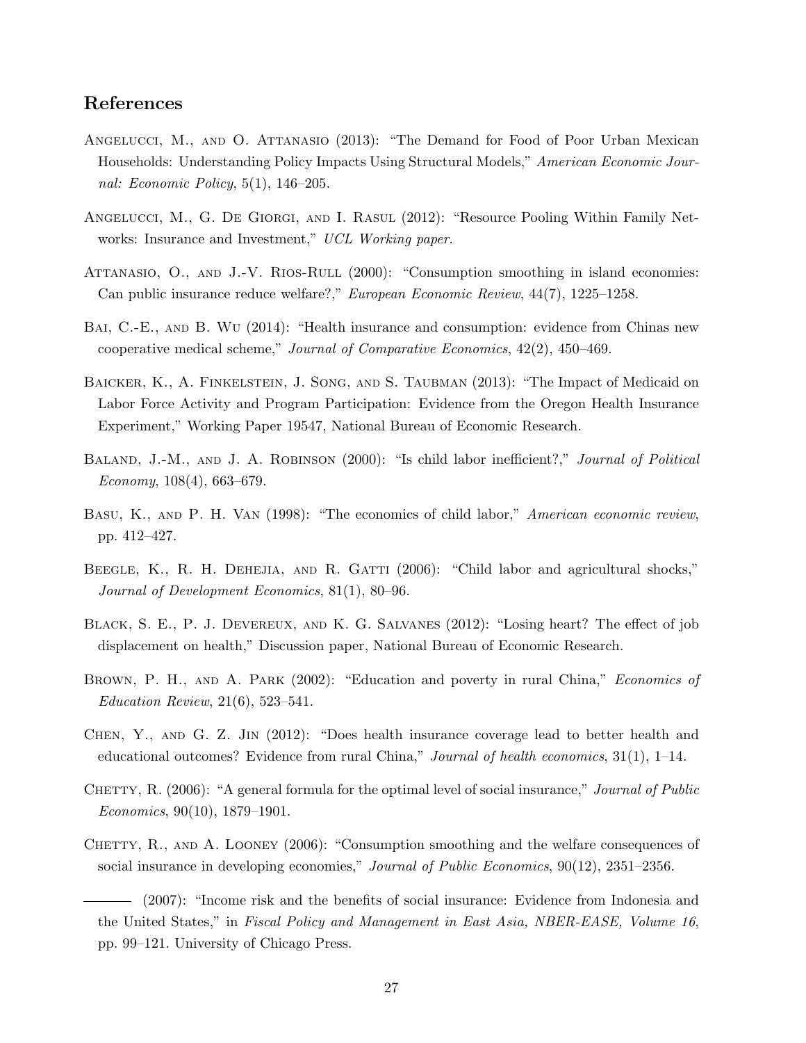## References

Angelucci, M., and O. Attanasio (2013): "The Demand for Food of Poor Urban Mexican Households: Understanding Policy Impacts Using Structural Models," *American Economic Journal: Economic Policy*, 5(1), 146–205.

Angelucci, M., G. De Giorgi, and I. Rasul (2012): "Resource Pooling Within Family Networks: Insurance and Investment," *UCL Working paper*.

Attanasio, O., and J.-V. Rios-Rull (2000): "Consumption smoothing in island economies: Can public insurance reduce welfare?," *European Economic Review*, 44(7), 1225–1258.

Bai, C.-E., and B. Wu (2014): "Health insurance and consumption: evidence from Chinas new cooperative medical scheme," *Journal of Comparative Economics*, 42(2), 450–469.

Baicker, K., A. Finkelstein, J. Song, and S. Taubman (2013): "The Impact of Medicaid on Labor Force Activity and Program Participation: Evidence from the Oregon Health Insurance Experiment," Working Paper 19547, National Bureau of Economic Research.

Baland, J.-M., and J. A. Robinson (2000): "Is child labor inefficient?," *Journal of Political Economy*, 108(4), 663–679.

Basu, K., and P. H. Van (1998): "The economics of child labor," *American economic review*, pp. 412–427.

Beegle, K., R. H. Dehejia, and R. Gatti (2006): "Child labor and agricultural shocks," *Journal of Development Economics*, 81(1), 80–96.

Black, S. E., P. J. Devereux, and K. G. Salvanes (2012): "Losing heart? The effect of job displacement on health," Discussion paper, National Bureau of Economic Research.

Brown, P. H., and A. Park (2002): "Education and poverty in rural China," *Economics of Education Review*, 21(6), 523–541.

Chen, Y., and G. Z. Jin (2012): "Does health insurance coverage lead to better health and educational outcomes? Evidence from rural China," *Journal of health economics*, 31(1), 1–14.

Chetty, R. (2006): "A general formula for the optimal level of social insurance," *Journal of Public Economics*, 90(10), 1879–1901.

Chetty, R., and A. Looney (2006): "Consumption smoothing and the welfare consequences of social insurance in developing economies," *Journal of Public Economics*, 90(12), 2351–2356.

——— (2007): "Income risk and the benefits of social insurance: Evidence from Indonesia and the United States," in *Fiscal Policy and Management in East Asia, NBER-EASE, Volume 16*, pp. 99–121. University of Chicago Press.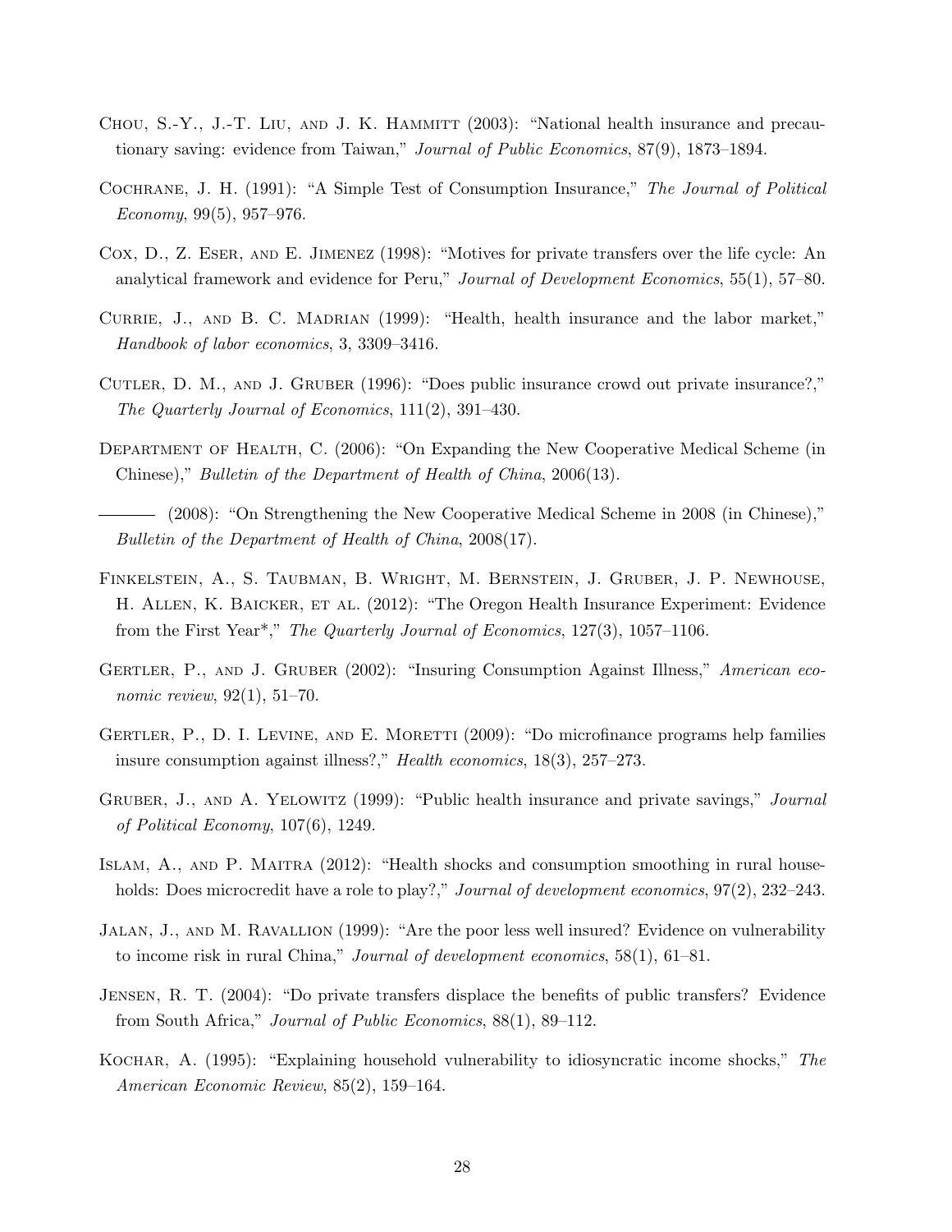Chou, S.-Y., J.-T. Liu, and J. K. Hammitt (2003): "National health insurance and precautionary saving: evidence from Taiwan," *Journal of Public Economics*, 87(9), 1873–1894.

Cochrane, J. H. (1991): "A Simple Test of Consumption Insurance," *The Journal of Political Economy*, 99(5), 957–976.

Cox, D., Z. Eser, and E. Jimenez (1998): "Motives for private transfers over the life cycle: An analytical framework and evidence for Peru," *Journal of Development Economics*, 55(1), 57–80.

Currie, J., and B. C. Madrian (1999): "Health, health insurance and the labor market," *Handbook of labor economics*, 3, 3309–3416.

Cutler, D. M., and J. Gruber (1996): "Does public insurance crowd out private insurance?," *The Quarterly Journal of Economics*, 111(2), 391–430.

Department of Health, C. (2006): "On Expanding the New Cooperative Medical Scheme (in Chinese)," *Bulletin of the Department of Health of China*, 2006(13).

——— (2008): "On Strengthening the New Cooperative Medical Scheme in 2008 (in Chinese)," *Bulletin of the Department of Health of China*, 2008(17).

Finkelstein, A., S. Taubman, B. Wright, M. Bernstein, J. Gruber, J. P. Newhouse, H. Allen, K. Baicker, et al. (2012): "The Oregon Health Insurance Experiment: Evidence from the First Year*," *The Quarterly Journal of Economics*, 127(3), 1057–1106.

Gertler, P., and J. Gruber (2002): "Insuring Consumption Against Illness," *American economic review*, 92(1), 51–70.

Gertler, P., D. I. Levine, and E. Moretti (2009): "Do microfinance programs help families insure consumption against illness?," *Health economics*, 18(3), 257–273.

Gruber, J., and A. Yelowitz (1999): "Public health insurance and private savings," *Journal of Political Economy*, 107(6), 1249.

Islam, A., and P. Maitra (2012): "Health shocks and consumption smoothing in rural households: Does microcredit have a role to play?," *Journal of development economics*, 97(2), 232–243.

Jalan, J., and M. Ravallion (1999): "Are the poor less well insured? Evidence on vulnerability to income risk in rural China," *Journal of development economics*, 58(1), 61–81.

Jensen, R. T. (2004): "Do private transfers displace the benefits of public transfers? Evidence from South Africa," *Journal of Public Economics*, 88(1), 89–112.

Kochar, A. (1995): "Explaining household vulnerability to idiosyncratic income shocks," *The American Economic Review*, 85(2), 159–164.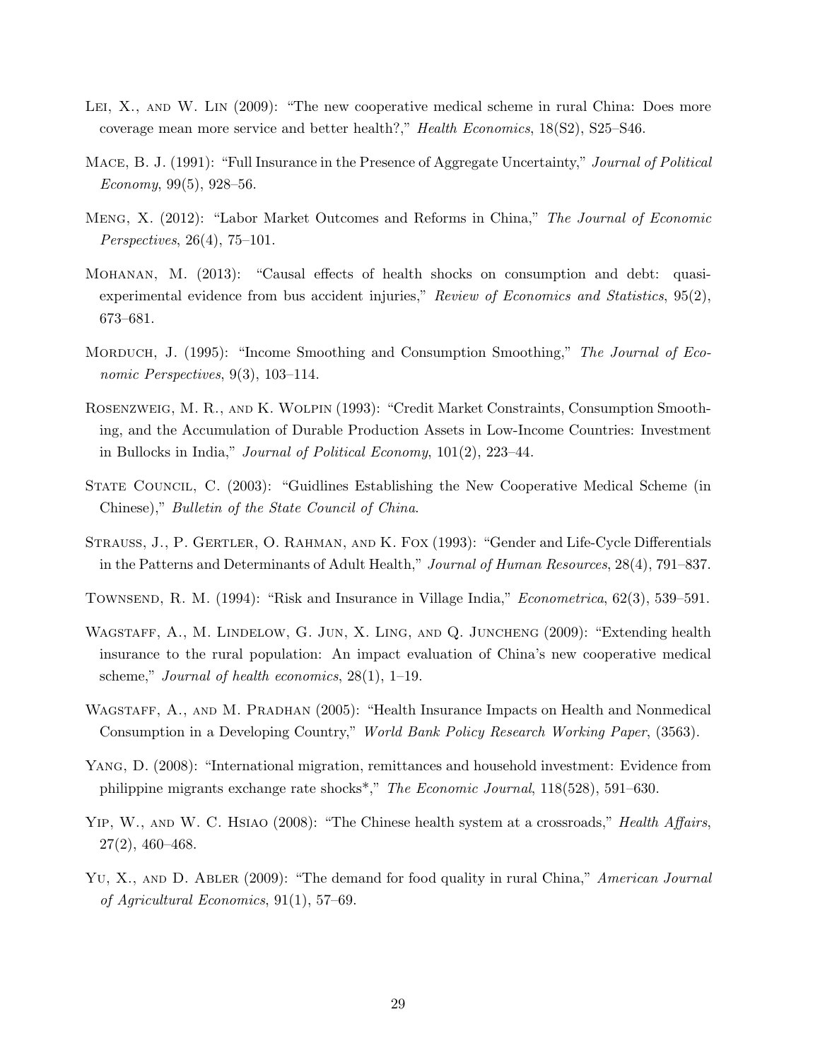Lei, X., and W. Lin (2009): "The new cooperative medical scheme in rural China: Does more coverage mean more service and better health?," *Health Economics*, 18(S2), S25–S46.

Mace, B. J. (1991): "Full Insurance in the Presence of Aggregate Uncertainty," *Journal of Political Economy*, 99(5), 928–56.

Meng, X. (2012): "Labor Market Outcomes and Reforms in China," *The Journal of Economic Perspectives*, 26(4), 75–101.

Mohanan, M. (2013): "Causal effects of health shocks on consumption and debt: quasi-experimental evidence from bus accident injuries," *Review of Economics and Statistics*, 95(2), 673–681.

Morduch, J. (1995): "Income Smoothing and Consumption Smoothing," *The Journal of Economic Perspectives*, 9(3), 103–114.

Rosenzweig, M. R., and K. Wolpin (1993): "Credit Market Constraints, Consumption Smoothing, and the Accumulation of Durable Production Assets in Low-Income Countries: Investment in Bullocks in India," *Journal of Political Economy*, 101(2), 223–44.

State Council, C. (2003): "Guidlines Establishing the New Cooperative Medical Scheme (in Chinese)," *Bulletin of the State Council of China*.

Strauss, J., P. Gertler, O. Rahman, and K. Fox (1993): "Gender and Life-Cycle Differentials in the Patterns and Determinants of Adult Health," *Journal of Human Resources*, 28(4), 791–837.

Townsend, R. M. (1994): "Risk and Insurance in Village India," *Econometrica*, 62(3), 539–591.

Wagstaff, A., M. Lindelow, G. Jun, X. Ling, and Q. Juncheng (2009): "Extending health insurance to the rural population: An impact evaluation of China's new cooperative medical scheme," *Journal of health economics*, 28(1), 1–19.

Wagstaff, A., and M. Pradhan (2005): "Health Insurance Impacts on Health and Nonmedical Consumption in a Developing Country," *World Bank Policy Research Working Paper*, (3563).

Yang, D. (2008): "International migration, remittances and household investment: Evidence from philippine migrants exchange rate shocks*," *The Economic Journal*, 118(528), 591–630.

Yip, W., and W. C. Hsiao (2008): "The Chinese health system at a crossroads," *Health Affairs*, 27(2), 460–468.

Yu, X., and D. Abler (2009): "The demand for food quality in rural China," *American Journal of Agricultural Economics*, 91(1), 57–69.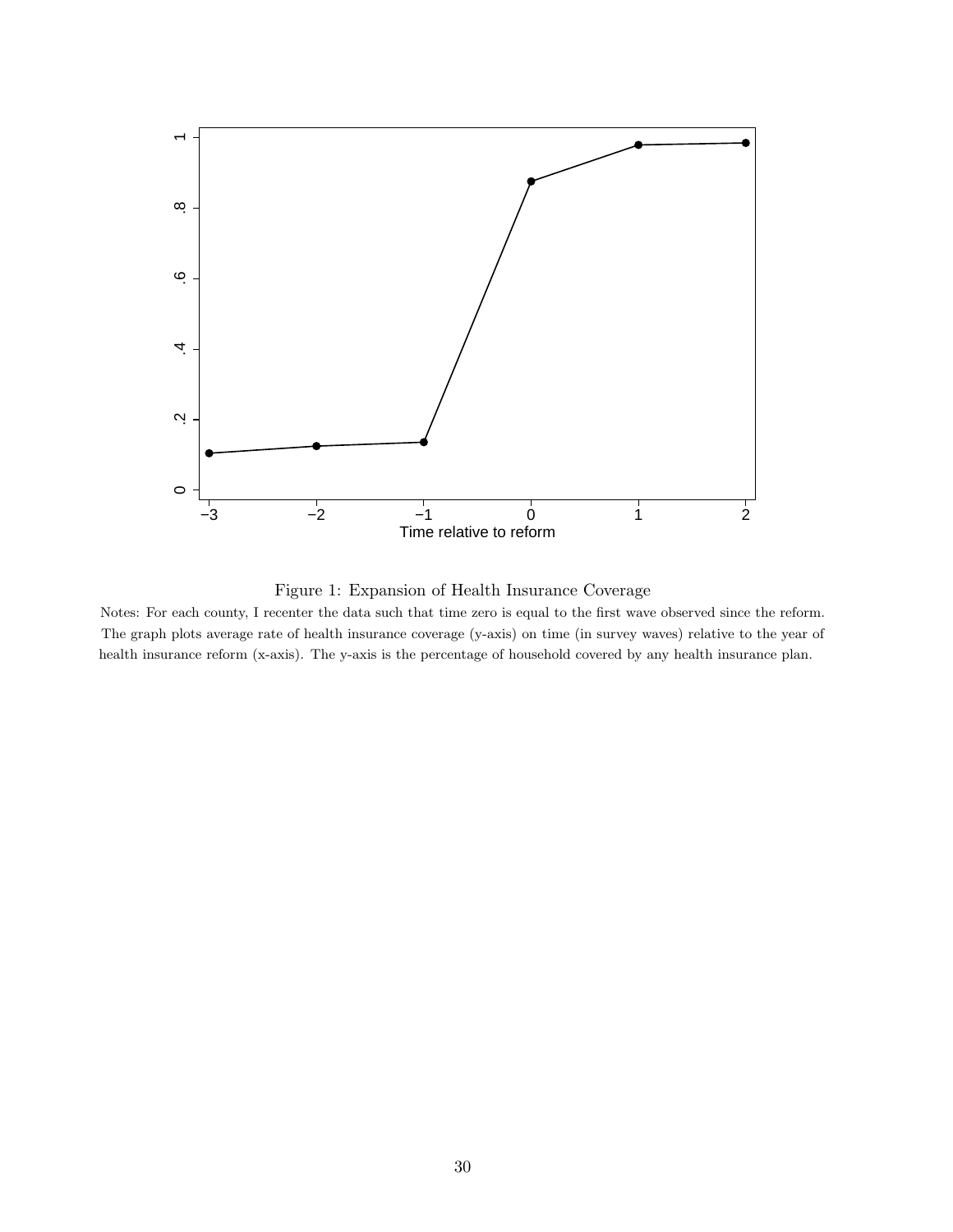Figure 1: Expansion of Health Insurance Coverage

Notes: For each county, I recenter the data such that time zero is equal to the first wave observed since the reform. The graph plots average rate of health insurance coverage (y-axis) on time (in survey waves) relative to the year of health insurance reform (x-axis). The y-axis is the percentage of household covered by any health insurance plan.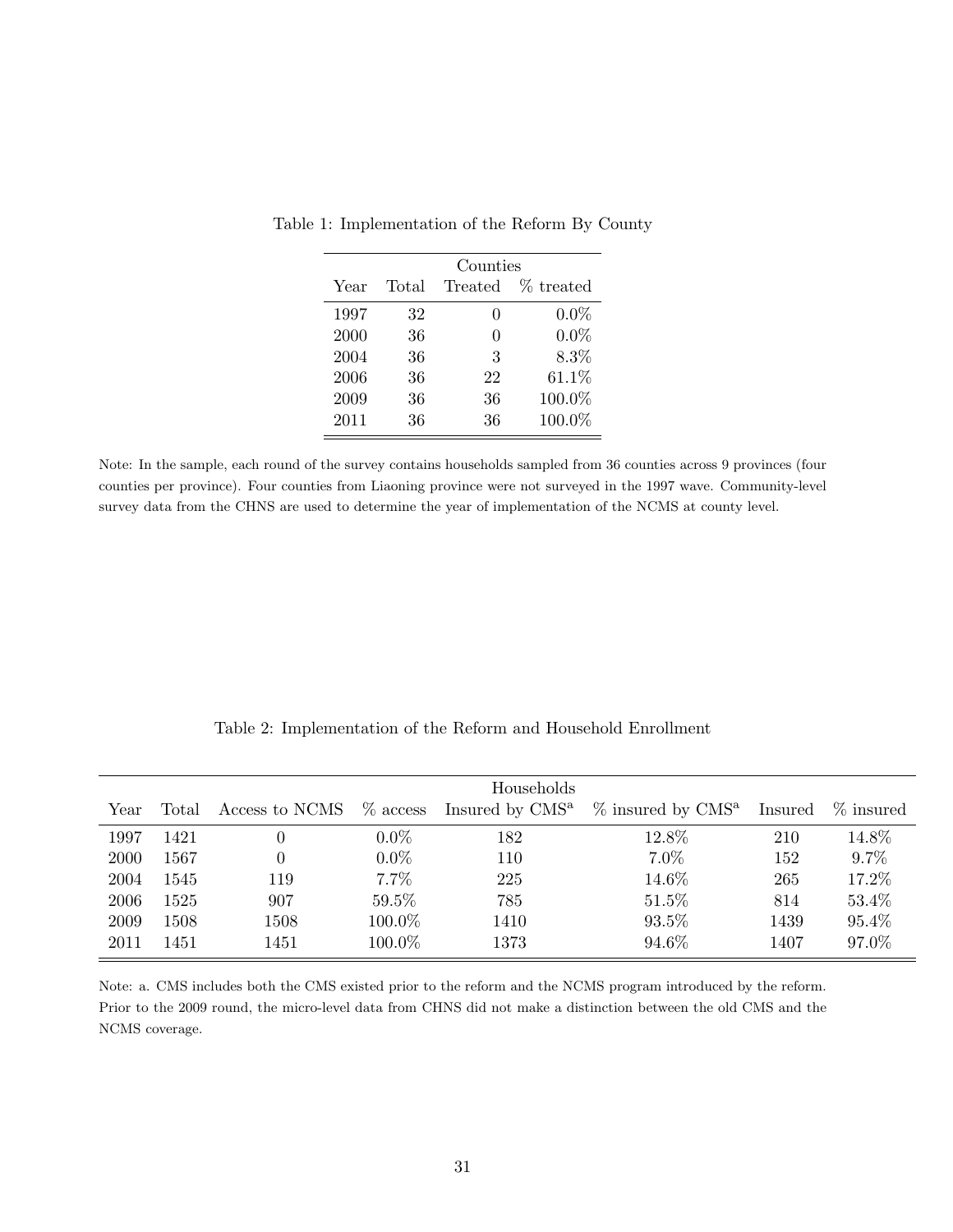Table 1: Implementation of the Reform By County

| | Counties | | |
|---|---|---|---|
| Year | Total | Treated | % treated |
| 1997 | 32 | 0 | 0.0% |
| 2000 | 36 | 0 | 0.0% |
| 2004 | 36 | 3 | 8.3% |
| 2006 | 36 | 22 | 61.1% |
| 2009 | 36 | 36 | 100.0% |
| 2011 | 36 | 36 | 100.0% |

Note: In the sample, each round of the survey contains households sampled from 36 counties across 9 provinces (four counties per province). Four counties from Liaoning province were not surveyed in the 1997 wave. Community-level survey data from the CHNS are used to determine the year of implementation of the NCMS at county level.

Table 2: Implementation of the Reform and Household Enrollment

| | Households | | | | | | |
|---|---|---|---|---|---|---|---|
| Year | Total | Access to NCMS | % access | Insured by CMS[a] | % insured by CMS[a] | Insured | % insured |
| 1997 | 1421 | 0 | 0.0% | 182 | 12.8% | 210 | 14.8% |
| 2000 | 1567 | 0 | 0.0% | 110 | 7.0% | 152 | 9.7% |
| 2004 | 1545 | 119 | 7.7% | 225 | 14.6% | 265 | 17.2% |
| 2006 | 1525 | 907 | 59.5% | 785 | 51.5% | 814 | 53.4% |
| 2009 | 1508 | 1508 | 100.0% | 1410 | 93.5% | 1439 | 95.4% |
| 2011 | 1451 | 1451 | 100.0% | 1373 | 94.6% | 1407 | 97.0% |

Note: a. CMS includes both the CMS existed prior to the reform and the NCMS program introduced by the reform. Prior to the 2009 round, the micro-level data from CHNS did not make a distinction between the old CMS and the NCMS coverage.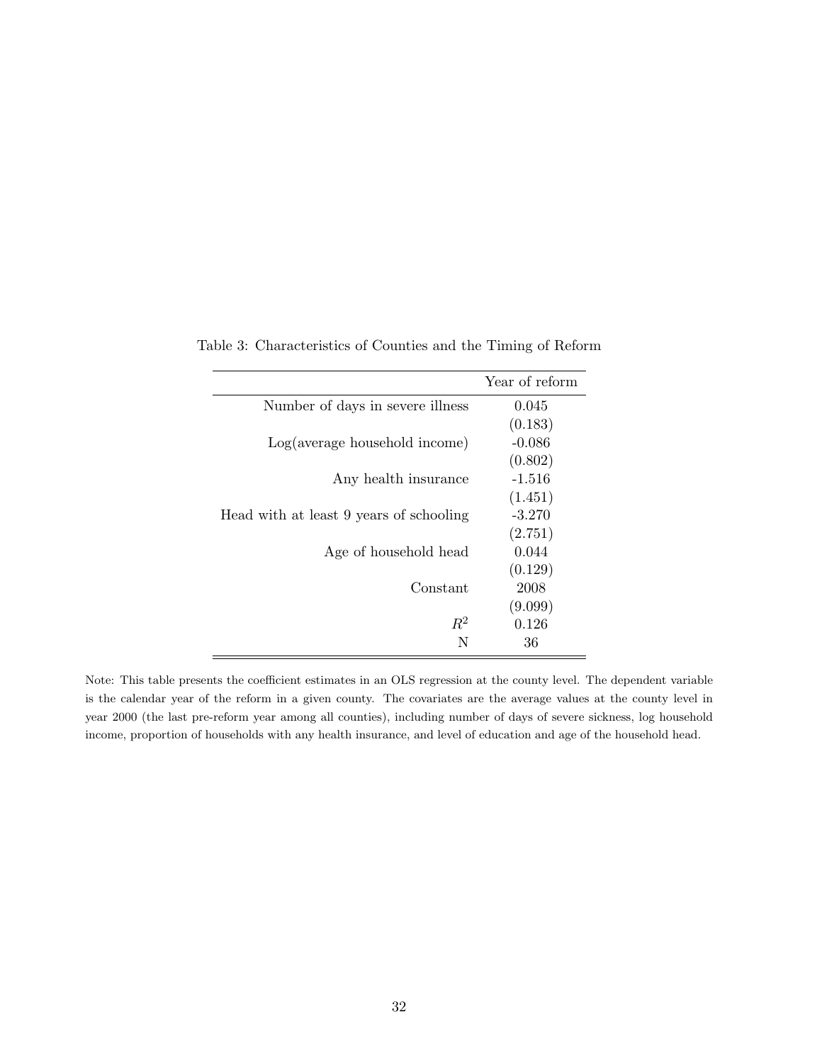Table 3: Characteristics of Counties and the Timing of Reform

| | Year of reform |
|---|---|
| Number of days in severe illness | 0.045 |
| | (0.183) |
| Log(average household income) | -0.086 |
| | (0.802) |
| Any health insurance | -1.516 |
| | (1.451) |
| Head with at least 9 years of schooling | -3.270 |
| | (2.751) |
| Age of household head | 0.044 |
| | (0.129) |
| Constant | 2008 |
| | (9.099) |
| $R^2$ | 0.126 |
| N | 36 |

Note: This table presents the coefficient estimates in an OLS regression at the county level. The dependent variable is the calendar year of the reform in a given county. The covariates are the average values at the county level in year 2000 (the last pre-reform year among all counties), including number of days of severe sickness, log household income, proportion of households with any health insurance, and level of education and age of the household head.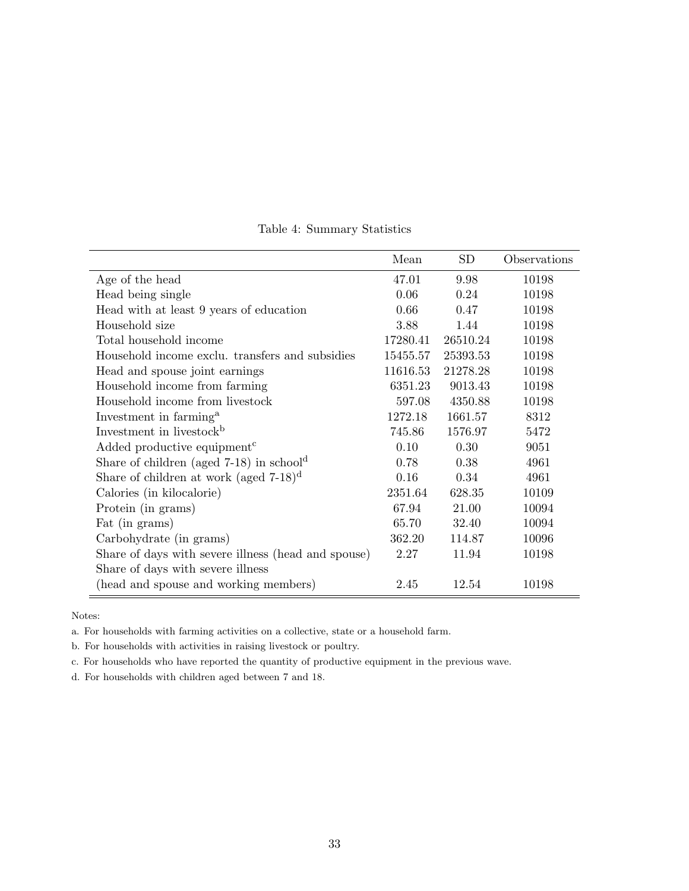Table 4: Summary Statistics

| | Mean | SD | Observations |
|---|---|---|---|
| Age of the head | 47.01 | 9.98 | 10198 |
| Head being single | 0.06 | 0.24 | 10198 |
| Head with at least 9 years of education | 0.66 | 0.47 | 10198 |
| Household size | 3.88 | 1.44 | 10198 |
| Total household income | 17280.41 | 26510.24 | 10198 |
| Household income exclu. transfers and subsidies | 15455.57 | 25393.53 | 10198 |
| Head and spouse joint earnings | 11616.53 | 21278.28 | 10198 |
| Household income from farming | 6351.23 | 9013.43 | 10198 |
| Household income from livestock | 597.08 | 4350.88 | 10198 |
| Investment in farming[a] | 1272.18 | 1661.57 | 8312 |
| Investment in livestock[b] | 745.86 | 1576.97 | 5472 |
| Added productive equipment[c] | 0.10 | 0.30 | 9051 |
| Share of children (aged 7-18) in school[d] | 0.78 | 0.38 | 4961 |
| Share of children at work (aged 7-18)[d] | 0.16 | 0.34 | 4961 |
| Calories (in kilocalorie) | 2351.64 | 628.35 | 10109 |
| Protein (in grams) | 67.94 | 21.00 | 10094 |
| Fat (in grams) | 65.70 | 32.40 | 10094 |
| Carbohydrate (in grams) | 362.20 | 114.87 | 10096 |
| Share of days with severe illness (head and spouse) | 2.27 | 11.94 | 10198 |
| Share of days with severe illness (head and spouse and working members) | 2.45 | 12.54 | 10198 |

Notes:

a. For households with farming activities on a collective, state or a household farm.

b. For households with activities in raising livestock or poultry.

c. For households who have reported the quantity of productive equipment in the previous wave.

d. For households with children aged between 7 and 18.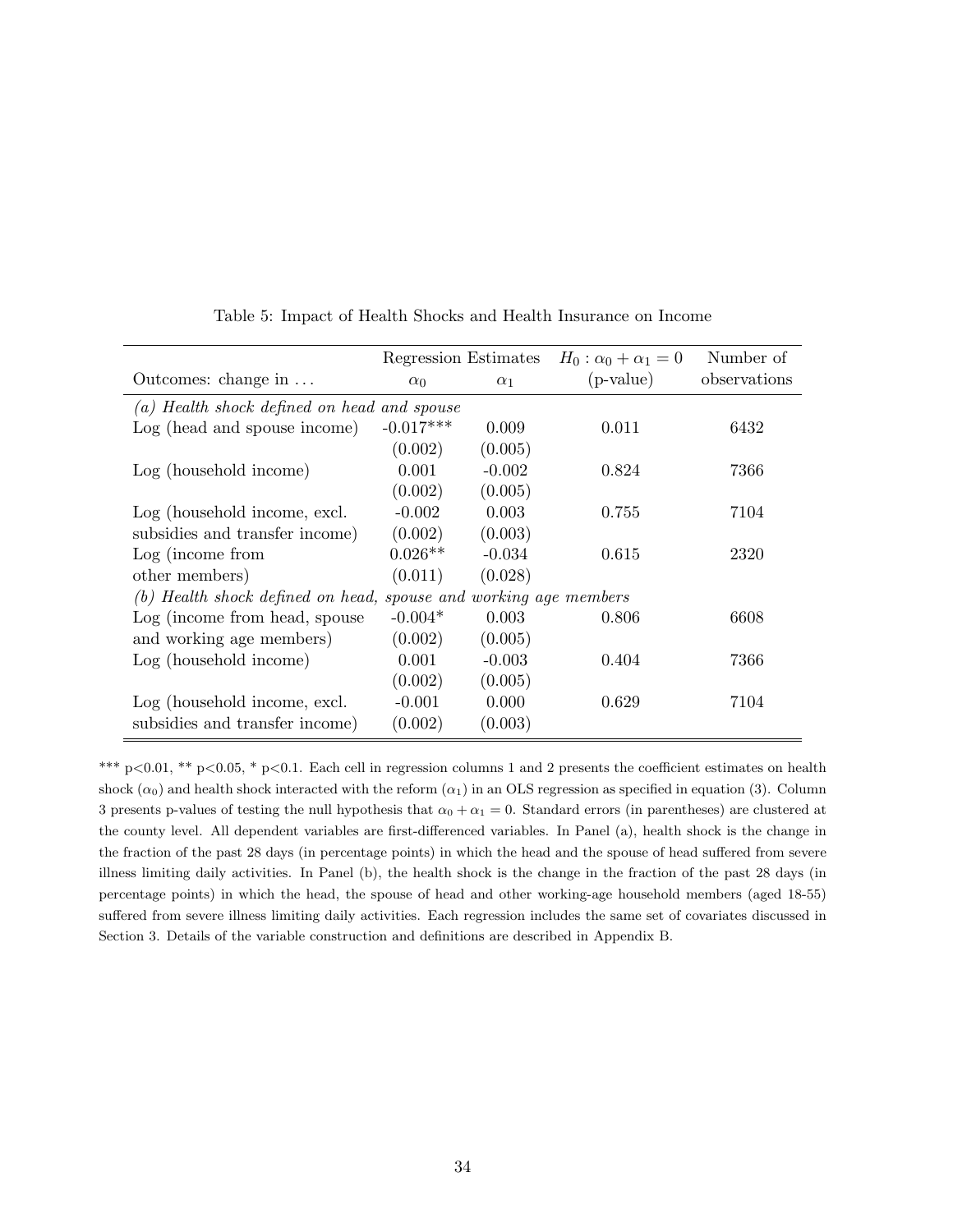Table 5: Impact of Health Shocks and Health Insurance on Income

| Outcomes: change in ... | Regression Estimates $\alpha_0$ | $\alpha_1$ | $H_0: \alpha_0 + \alpha_1 = 0$ (p-value) | Number of observations |
|---|---|---|---|---|
| *(a) Health shock defined on head and spouse* | | | | |
| Log (head and spouse income) | -0.017*** | 0.009 | 0.011 | 6432 |
| | (0.002) | (0.005) | | |
| Log (household income) | 0.001 | -0.002 | 0.824 | 7366 |
| | (0.002) | (0.005) | | |
| Log (household income, excl. subsidies and transfer income) | -0.002 | 0.003 | 0.755 | 7104 |
| | (0.002) | (0.003) | | |
| Log (income from other members) | 0.026** | -0.034 | 0.615 | 2320 |
| | (0.011) | (0.028) | | |
| *(b) Health shock defined on head, spouse and working age members* | | | | |
| Log (income from head, spouse and working age members) | -0.004* | 0.003 | 0.806 | 6608 |
| | (0.002) | (0.005) | | |
| Log (household income) | 0.001 | -0.003 | 0.404 | 7366 |
| | (0.002) | (0.005) | | |
| Log (household income, excl. subsidies and transfer income) | -0.001 | 0.000 | 0.629 | 7104 |
| | (0.002) | (0.003) | | |

*** p<0.01, ** p<0.05, * p<0.1. Each cell in regression columns 1 and 2 presents the coefficient estimates on health shock ($\alpha_0$) and health shock interacted with the reform ($\alpha_1$) in an OLS regression as specified in equation (3). Column 3 presents p-values of testing the null hypothesis that $\alpha_0 + \alpha_1 = 0$. Standard errors (in parentheses) are clustered at the county level. All dependent variables are first-differenced variables. In Panel (a), health shock is the change in the fraction of the past 28 days (in percentage points) in which the head and the spouse of head suffered from severe illness limiting daily activities. In Panel (b), the health shock is the change in the fraction of the past 28 days (in percentage points) in which the head, the spouse of head and other working-age household members (aged 18-55) suffered from severe illness limiting daily activities. Each regression includes the same set of covariates discussed in Section 3. Details of the variable construction and definitions are described in Appendix B.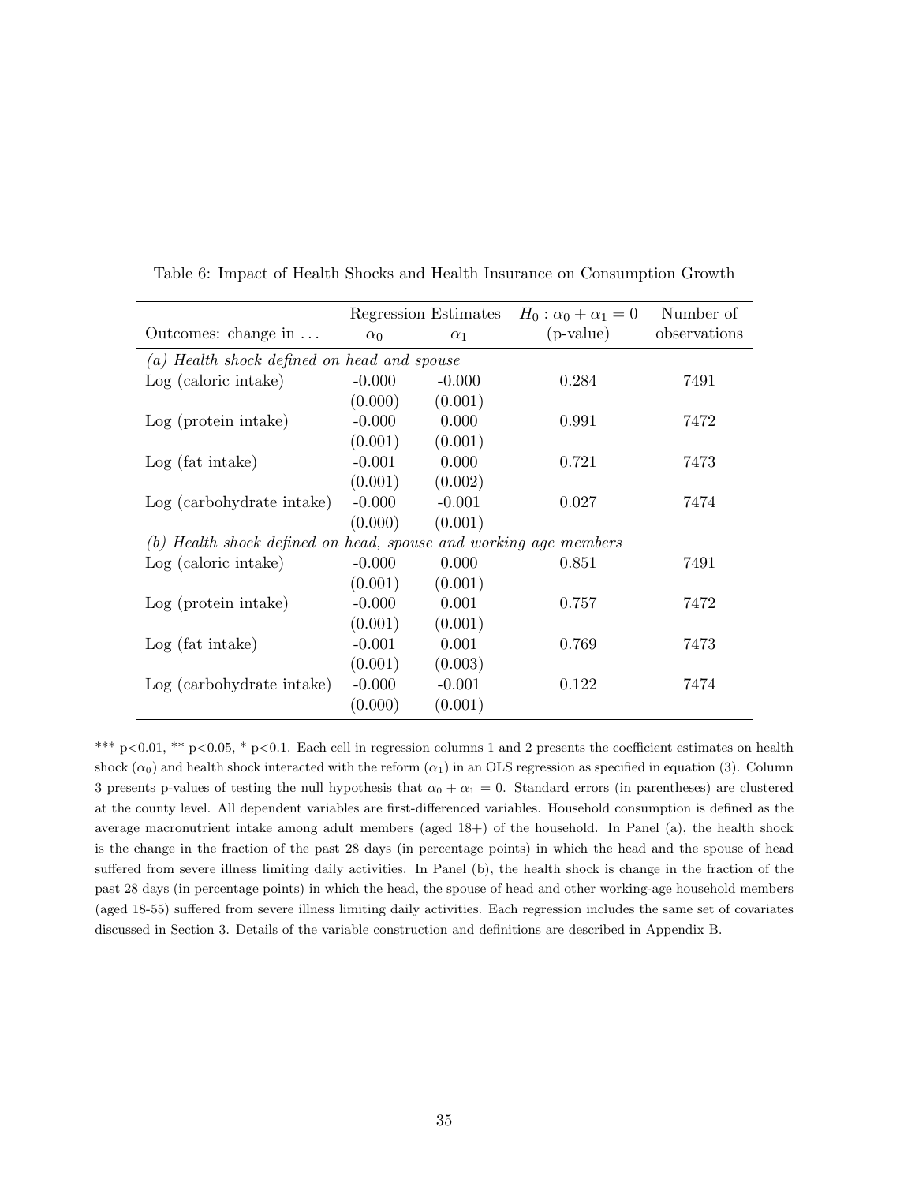Table 6: Impact of Health Shocks and Health Insurance on Consumption Growth

| | Regression Estimates | | $H_0: \alpha_0 + \alpha_1 = 0$ | Number of |
|---|---|---|---|---|
| Outcomes: change in ... | $\alpha_0$ | $\alpha_1$ | (p-value) | observations |
| *(a) Health shock defined on head and spouse* | | | | |
| Log (caloric intake) | -0.000 | -0.000 | 0.284 | 7491 |
| | (0.000) | (0.001) | | |
| Log (protein intake) | -0.000 | 0.000 | 0.991 | 7472 |
| | (0.001) | (0.001) | | |
| Log (fat intake) | -0.001 | 0.000 | 0.721 | 7473 |
| | (0.001) | (0.002) | | |
| Log (carbohydrate intake) | -0.000 | -0.001 | 0.027 | 7474 |
| | (0.000) | (0.001) | | |
| *(b) Health shock defined on head, spouse and working age members* | | | | |
| Log (caloric intake) | -0.000 | 0.000 | 0.851 | 7491 |
| | (0.001) | (0.001) | | |
| Log (protein intake) | -0.000 | 0.001 | 0.757 | 7472 |
| | (0.001) | (0.001) | | |
| Log (fat intake) | -0.001 | 0.001 | 0.769 | 7473 |
| | (0.001) | (0.003) | | |
| Log (carbohydrate intake) | -0.000 | -0.001 | 0.122 | 7474 |
| | (0.000) | (0.001) | | |

*** p<0.01, ** p<0.05, * p<0.1. Each cell in regression columns 1 and 2 presents the coefficient estimates on health shock ($\alpha_0$) and health shock interacted with the reform ($\alpha_1$) in an OLS regression as specified in equation (3). Column 3 presents p-values of testing the null hypothesis that $\alpha_0 + \alpha_1 = 0$. Standard errors (in parentheses) are clustered at the county level. All dependent variables are first-differenced variables. Household consumption is defined as the average macronutrient intake among adult members (aged 18+) of the household. In Panel (a), the health shock is the change in the fraction of the past 28 days (in percentage points) in which the head and the spouse of head suffered from severe illness limiting daily activities. In Panel (b), the health shock is change in the fraction of the past 28 days (in percentage points) in which the head, the spouse of head and other working-age household members (aged 18-55) suffered from severe illness limiting daily activities. Each regression includes the same set of covariates discussed in Section 3. Details of the variable construction and definitions are described in Appendix B.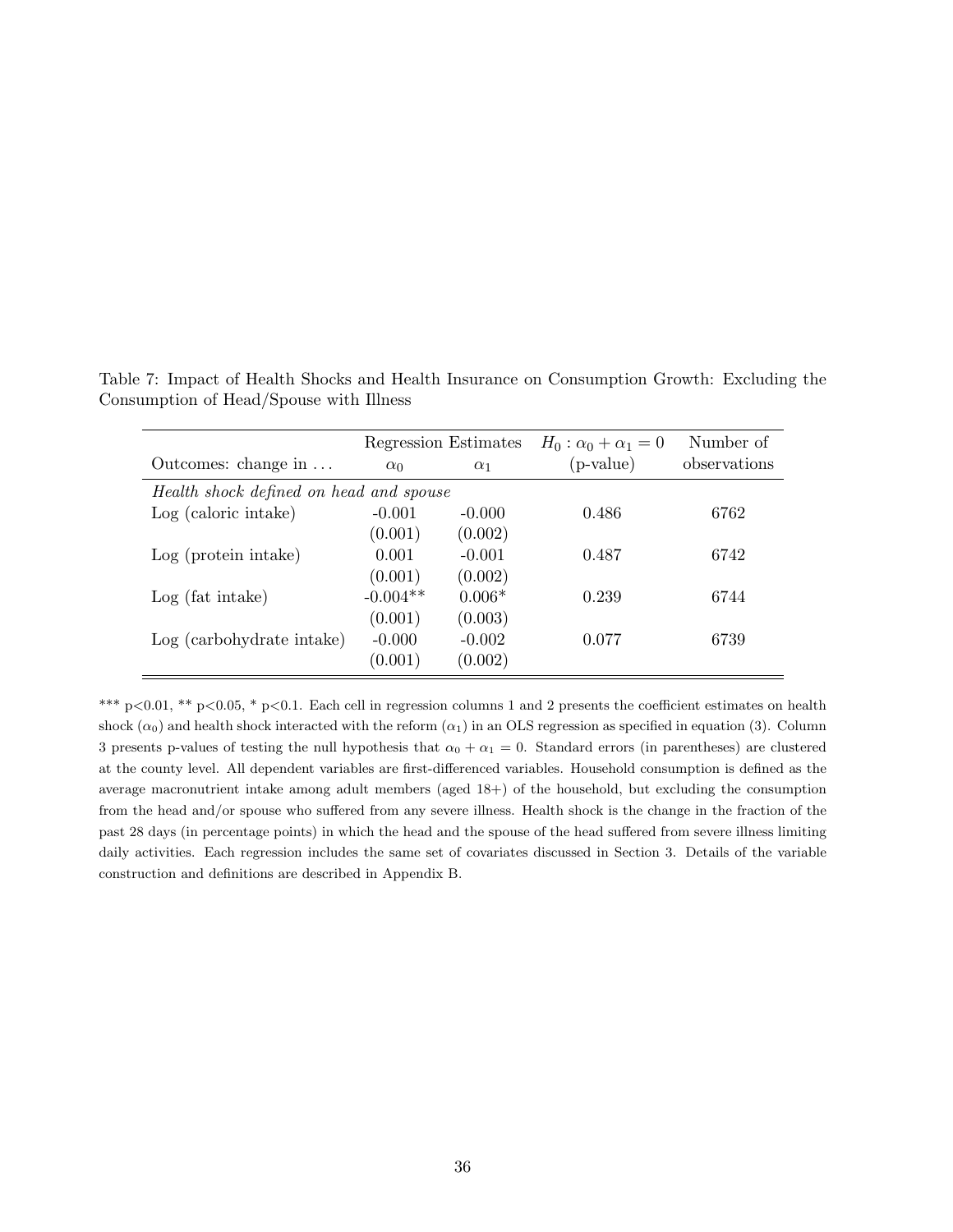Table 7: Impact of Health Shocks and Health Insurance on Consumption Growth: Excluding the Consumption of Head/Spouse with Illness

| | Regression Estimates | | $H_0: \alpha_0 + \alpha_1 = 0$ | Number of |
|---|---|---|---|---|
| Outcomes: change in ... | $\alpha_0$ | $\alpha_1$ | (p-value) | observations |
| *Health shock defined on head and spouse* | | | | |
| Log (caloric intake) | -0.001 | -0.000 | 0.486 | 6762 |
| | (0.001) | (0.002) | | |
| Log (protein intake) | 0.001 | -0.001 | 0.487 | 6742 |
| | (0.001) | (0.002) | | |
| Log (fat intake) | -0.004** | 0.006* | 0.239 | 6744 |
| | (0.001) | (0.003) | | |
| Log (carbohydrate intake) | -0.000 | -0.002 | 0.077 | 6739 |
| | (0.001) | (0.002) | | |

*** p<0.01, ** p<0.05, * p<0.1. Each cell in regression columns 1 and 2 presents the coefficient estimates on health shock ($\alpha_0$) and health shock interacted with the reform ($\alpha_1$) in an OLS regression as specified in equation (3). Column 3 presents p-values of testing the null hypothesis that $\alpha_0 + \alpha_1 = 0$. Standard errors (in parentheses) are clustered at the county level. All dependent variables are first-differenced variables. Household consumption is defined as the average macronutrient intake among adult members (aged 18+) of the household, but excluding the consumption from the head and/or spouse who suffered from any severe illness. Health shock is the change in the fraction of the past 28 days (in percentage points) in which the head and the spouse of the head suffered from severe illness limiting daily activities. Each regression includes the same set of covariates discussed in Section 3. Details of the variable construction and definitions are described in Appendix B.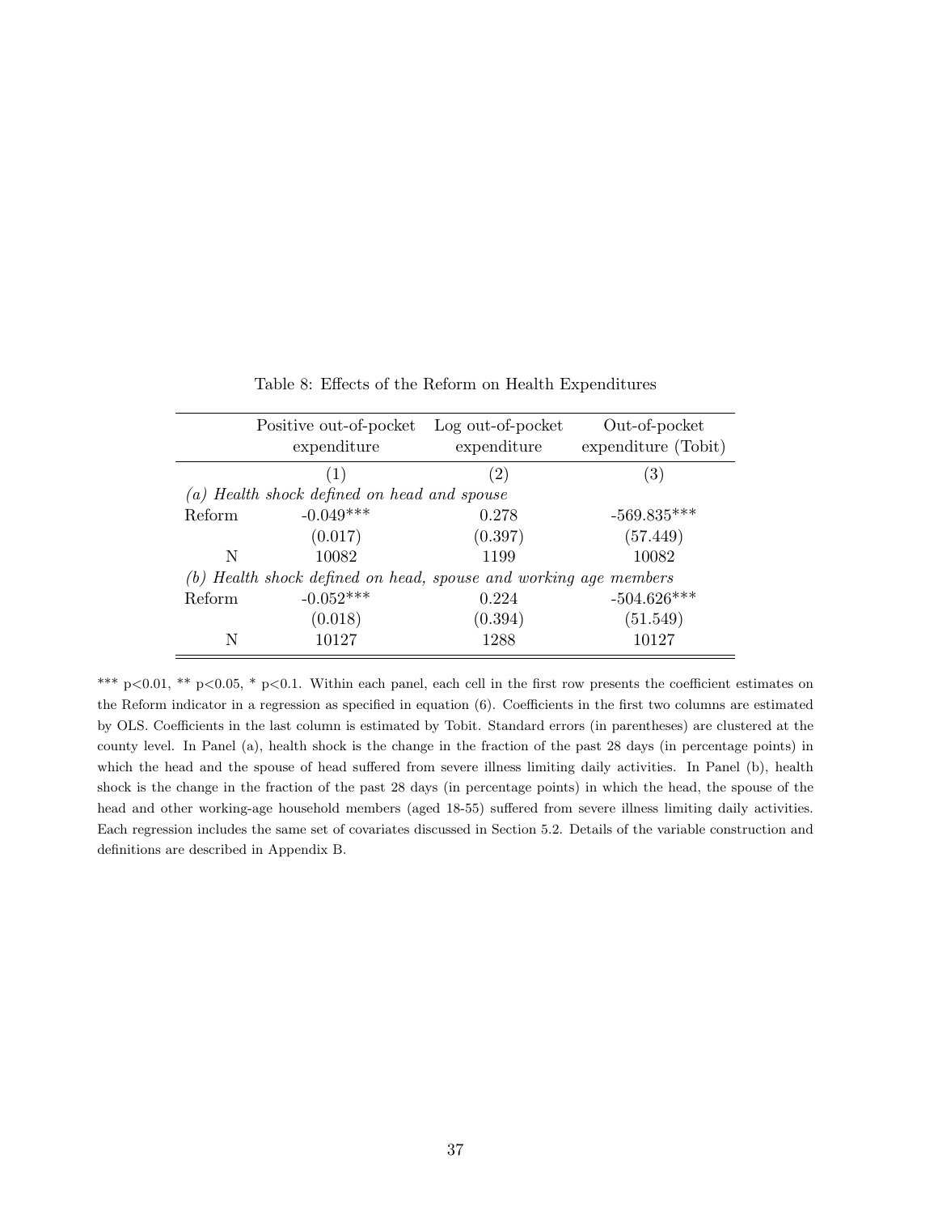Table 8: Effects of the Reform on Health Expenditures

| | Positive out-of-pocket expenditure | Log out-of-pocket expenditure | Out-of-pocket expenditure (Tobit) |
|---|---|---|---|
| | (1) | (2) | (3) |
| *(a) Health shock defined on head and spouse* | | | |
| Reform | -0.049*** | 0.278 | -569.835*** |
| | (0.017) | (0.397) | (57.449) |
| N | 10082 | 1199 | 10082 |
| *(b) Health shock defined on head, spouse and working age members* | | | |
| Reform | -0.052*** | 0.224 | -504.626*** |
| | (0.018) | (0.394) | (51.549) |
| N | 10127 | 1288 | 10127 |

*** p<0.01, ** p<0.05, * p<0.1. Within each panel, each cell in the first row presents the coefficient estimates on the Reform indicator in a regression as specified in equation (6). Coefficients in the first two columns are estimated by OLS. Coefficients in the last column is estimated by Tobit. Standard errors (in parentheses) are clustered at the county level. In Panel (a), health shock is the change in the fraction of the past 28 days (in percentage points) in which the head and the spouse of head suffered from severe illness limiting daily activities. In Panel (b), health shock is the change in the fraction of the past 28 days (in percentage points) in which the head, the spouse of the head and other working-age household members (aged 18-55) suffered from severe illness limiting daily activities. Each regression includes the same set of covariates discussed in Section 5.2. Details of the variable construction and definitions are described in Appendix B.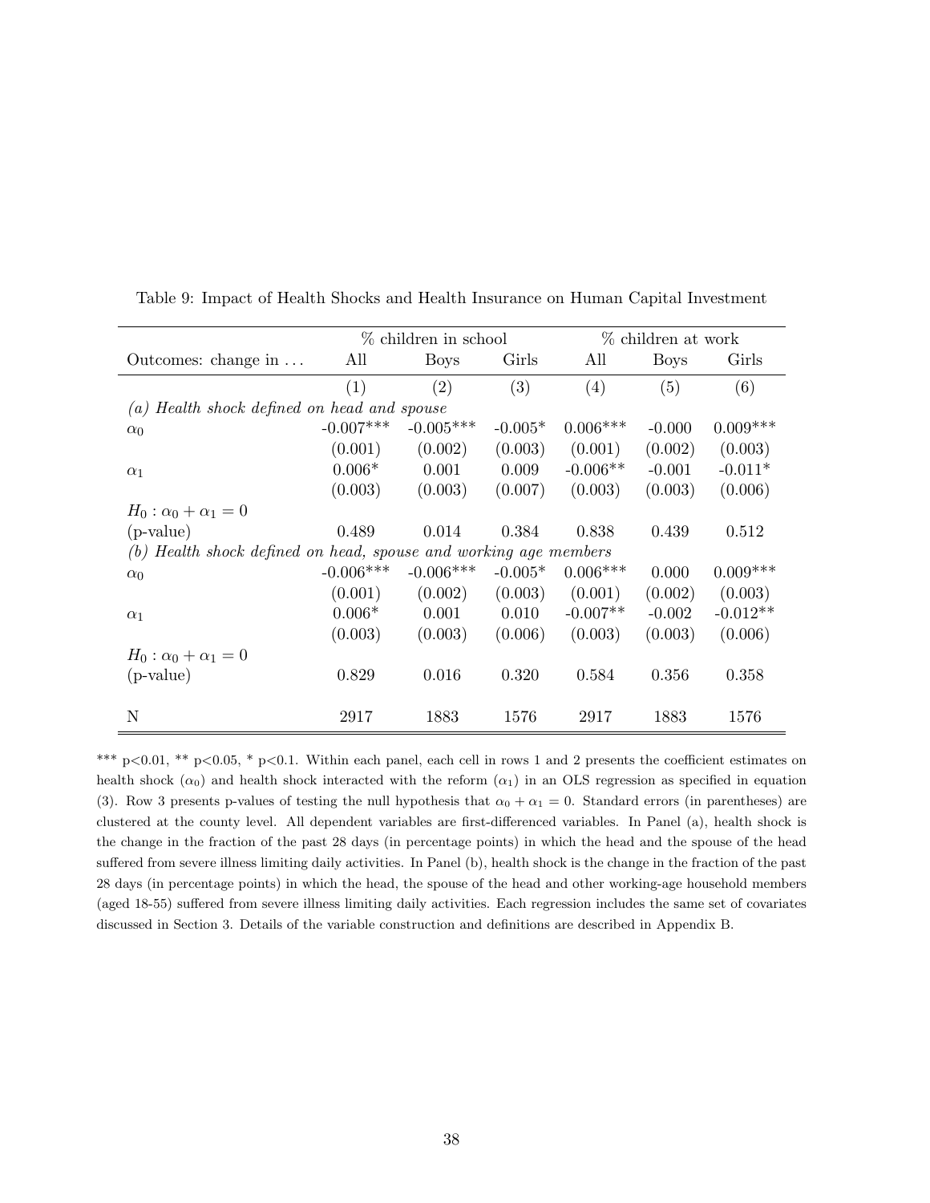Table 9: Impact of Health Shocks and Health Insurance on Human Capital Investment

| | % children in school | | | % children at work | | |
|---|---|---|---|---|---|---|
| Outcomes: change in ... | All | Boys | Girls | All | Boys | Girls |
| | (1) | (2) | (3) | (4) | (5) | (6) |
| *(a) Health shock defined on head and spouse* | | | | | | |
| $\alpha_0$ | -0.007*** | -0.005*** | -0.005* | 0.006*** | -0.000 | 0.009*** |
| | (0.001) | (0.002) | (0.003) | (0.001) | (0.002) | (0.003) |
| $\alpha_1$ | 0.006* | 0.001 | 0.009 | -0.006** | -0.001 | -0.011* |
| | (0.003) | (0.003) | (0.007) | (0.003) | (0.003) | (0.006) |
| $H_0 : \alpha_0 + \alpha_1 = 0$ | | | | | | |
| (p-value) | 0.489 | 0.014 | 0.384 | 0.838 | 0.439 | 0.512 |
| *(b) Health shock defined on head, spouse and working age members* | | | | | | |
| $\alpha_0$ | -0.006*** | -0.006*** | -0.005* | 0.006*** | 0.000 | 0.009*** |
| | (0.001) | (0.002) | (0.003) | (0.001) | (0.002) | (0.003) |
| $\alpha_1$ | 0.006* | 0.001 | 0.010 | -0.007** | -0.002 | -0.012** |
| | (0.003) | (0.003) | (0.006) | (0.003) | (0.003) | (0.006) |
| $H_0 : \alpha_0 + \alpha_1 = 0$ | | | | | | |
| (p-value) | 0.829 | 0.016 | 0.320 | 0.584 | 0.356 | 0.358 |
| N | 2917 | 1883 | 1576 | 2917 | 1883 | 1576 |

*** p<0.01, ** p<0.05, * p<0.1. Within each panel, each cell in rows 1 and 2 presents the coefficient estimates on health shock ($\alpha_0$) and health shock interacted with the reform ($\alpha_1$) in an OLS regression as specified in equation (3). Row 3 presents p-values of testing the null hypothesis that $\alpha_0 + \alpha_1 = 0$. Standard errors (in parentheses) are clustered at the county level. All dependent variables are first-differenced variables. In Panel (a), health shock is the change in the fraction of the past 28 days (in percentage points) in which the head and the spouse of the head suffered from severe illness limiting daily activities. In Panel (b), health shock is the change in the fraction of the past 28 days (in percentage points) in which the head, the spouse of the head and other working-age household members (aged 18-55) suffered from severe illness limiting daily activities. Each regression includes the same set of covariates discussed in Section 3. Details of the variable construction and definitions are described in Appendix B.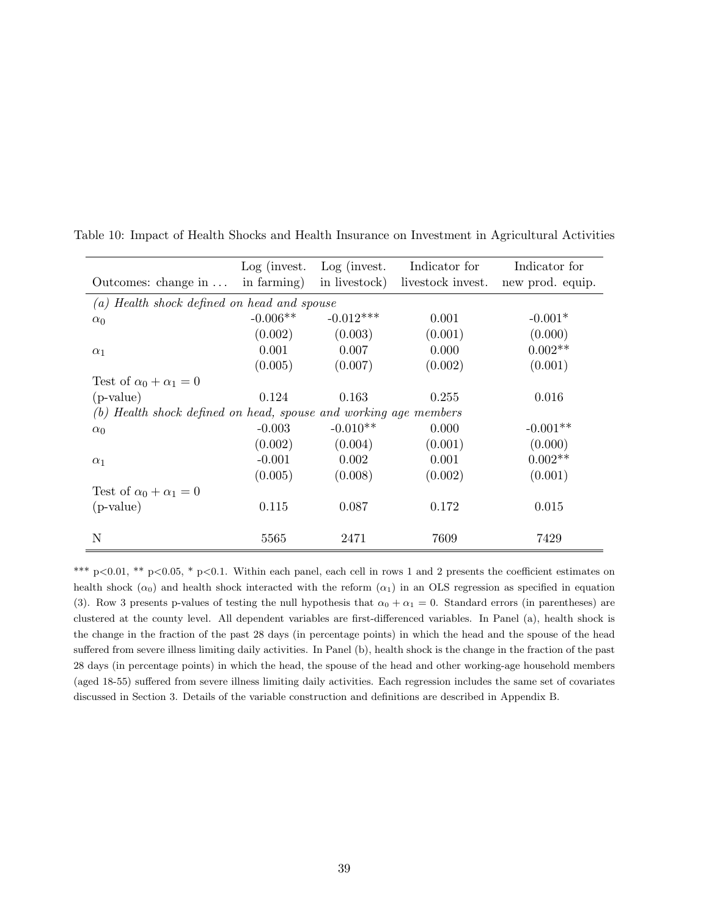Table 10: Impact of Health Shocks and Health Insurance on Investment in Agricultural Activities

| Outcomes: change in ... | Log (invest. in farming) | Log (invest. in livestock) | Indicator for livestock invest. | Indicator for new prod. equip. |
|---|---|---|---|---|
| *(a) Health shock defined on head and spouse* | | | | |
| $\alpha_0$ | -0.006** | -0.012*** | 0.001 | -0.001* |
| | (0.002) | (0.003) | (0.001) | (0.000) |
| $\alpha_1$ | 0.001 | 0.007 | 0.000 | 0.002** |
| | (0.005) | (0.007) | (0.002) | (0.001) |
| Test of $\alpha_0 + \alpha_1 = 0$ | | | | |
| (p-value) | 0.124 | 0.163 | 0.255 | 0.016 |
| *(b) Health shock defined on head, spouse and working age members* | | | | |
| $\alpha_0$ | -0.003 | -0.010** | 0.000 | -0.001** |
| | (0.002) | (0.004) | (0.001) | (0.000) |
| $\alpha_1$ | -0.001 | 0.002 | 0.001 | 0.002** |
| | (0.005) | (0.008) | (0.002) | (0.001) |
| Test of $\alpha_0 + \alpha_1 = 0$ | | | | |
| (p-value) | 0.115 | 0.087 | 0.172 | 0.015 |
| N | 5565 | 2471 | 7609 | 7429 |

*** p<0.01, ** p<0.05, * p<0.1. Within each panel, each cell in rows 1 and 2 presents the coefficient estimates on health shock ($\alpha_0$) and health shock interacted with the reform ($\alpha_1$) in an OLS regression as specified in equation (3). Row 3 presents p-values of testing the null hypothesis that $\alpha_0 + \alpha_1 = 0$. Standard errors (in parentheses) are clustered at the county level. All dependent variables are first-differenced variables. In Panel (a), health shock is the change in the fraction of the past 28 days (in percentage points) in which the head and the spouse of the head suffered from severe illness limiting daily activities. In Panel (b), health shock is the change in the fraction of the past 28 days (in percentage points) in which the head, the spouse of the head and other working-age household members (aged 18-55) suffered from severe illness limiting daily activities. Each regression includes the same set of covariates discussed in Section 3. Details of the variable construction and definitions are described in Appendix B.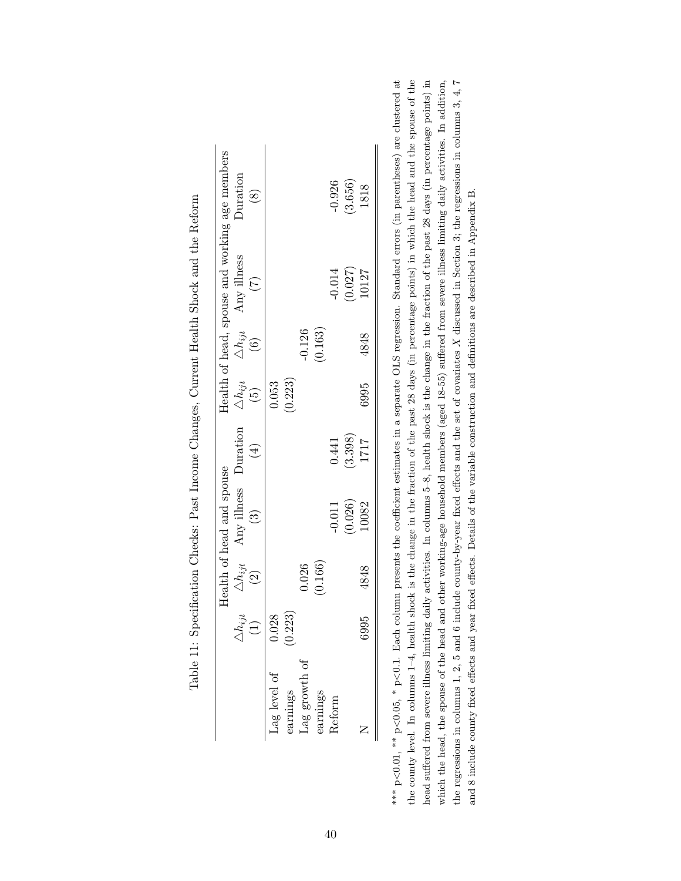Table 11: Specification Checks: Past Income Changes, Current Health Shock and the Reform

| | Health of head and spouse | | | | Health of head, spouse and working age members | | | |
|---|---|---|---|---|---|---|---|---|
| | $\triangle h_{ijt}$ | $\triangle h_{ijt}$ | Any illness | Duration | $\triangle h_{ijt}$ | $\triangle h_{ijt}$ | Any illness | Duration |
| | (1) | (2) | (3) | (4) | (5) | (6) | (7) | (8) |
| Lag level of earnings | 0.028 | | | | 0.053 | | | |
| | (0.223) | | | | (0.223) | | | |
| Lag growth of earnings | | 0.026 | | | | -0.126 | | |
| | | (0.166) | | | | (0.163) | | |
| Reform | | | -0.011 | 0.441 | | | -0.014 | -0.926 |
| | | | (0.026) | (3.398) | | | (0.027) | (3.656) |
| N | 6995 | 4848 | 10082 | 1717 | 6995 | 4848 | 10127 | 1818 |

*** p<0.01, ** p<0.05, * p<0.1. Each column presents the coefficient estimates in a separate OLS regression. Standard errors (in parentheses) are clustered at the county level. In columns 1–4, health shock is the change in the fraction of the past 28 days (in percentage points) in which the head and the spouse of the head suffered from severe illness limiting daily activities. In columns 5–8, health shock is the change in the fraction of the past 28 days (in percentage points) in which the head, the spouse of the head and other working-age household members (aged 18-55) suffered from severe illness limiting daily activities. In addition, the regressions in columns 1, 2, 5 and 6 include county-by-year fixed effects and the set of covariates $X$ discussed in Section 3; the regressions in columns 3, 4, 7 and 8 include county fixed effects and year fixed effects. Details of the variable construction and definitions are described in Appendix B.